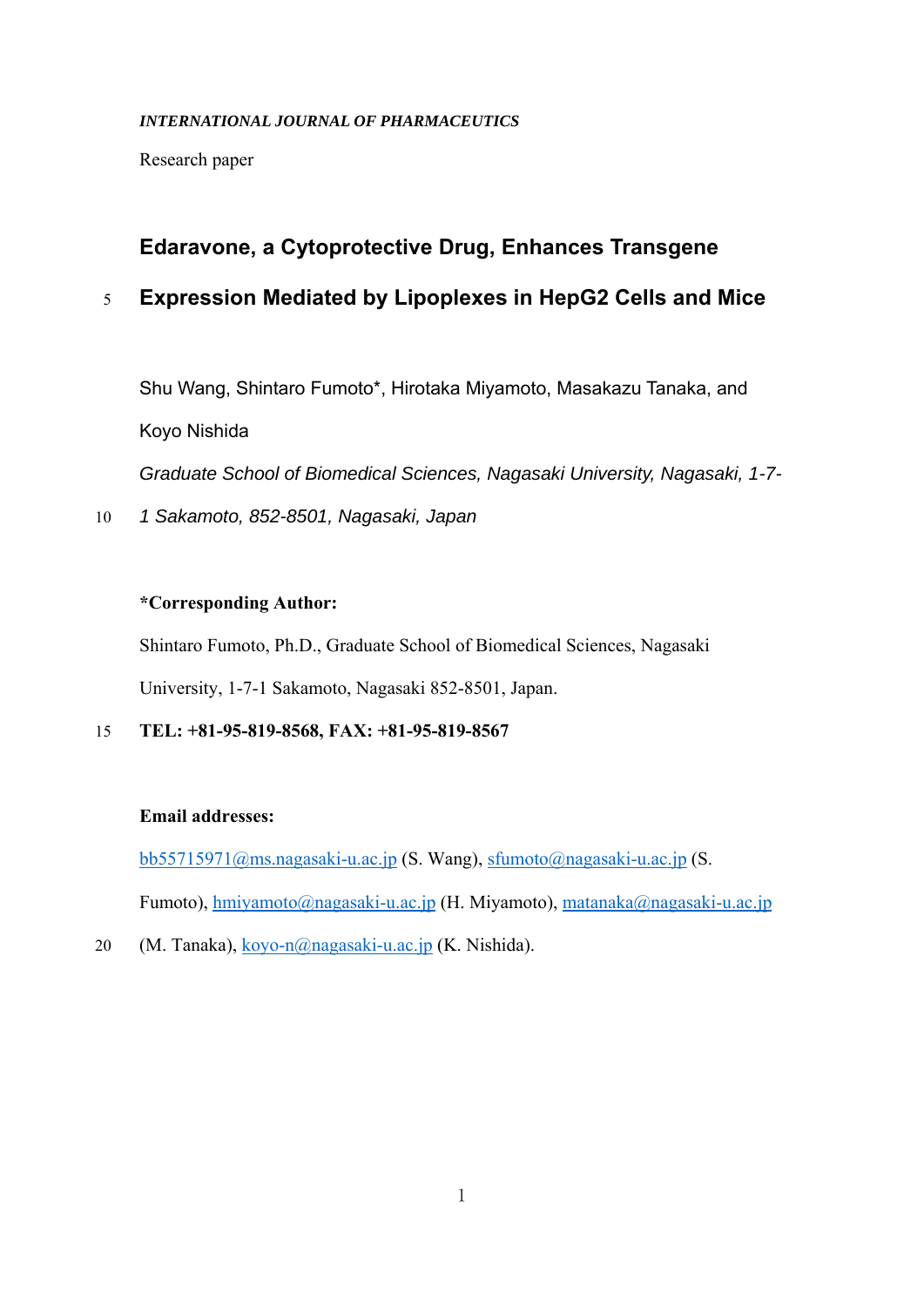*INTERNATIONAL JOURNAL OF PHARMACEUTICS*

Research paper

# Edaravone, a Cytoprotective Drug, Enhances Transgene Expression Mediated by Lipoplexes in HepG2 Cells and Mice

Shu Wang, Shintaro Fumoto*, Hirotaka Miyamoto, Masakazu Tanaka, and Koyo Nishida

*Graduate School of Biomedical Sciences, Nagasaki University, Nagasaki, 1-7-1 Sakamoto, 852-8501, Nagasaki, Japan*

**\*Corresponding Author:**

Shintaro Fumoto, Ph.D., Graduate School of Biomedical Sciences, Nagasaki University, 1-7-1 Sakamoto, Nagasaki 852-8501, Japan.

**TEL: +81-95-819-8568, FAX: +81-95-819-8567**

**Email addresses:**

bb55715971@ms.nagasaki-u.ac.jp (S. Wang), sfumoto@nagasaki-u.ac.jp (S. Fumoto), hmiyamoto@nagasaki-u.ac.jp (H. Miyamoto), matanaka@nagasaki-u.ac.jp (M. Tanaka), koyo-n@nagasaki-u.ac.jp (K. Nishida).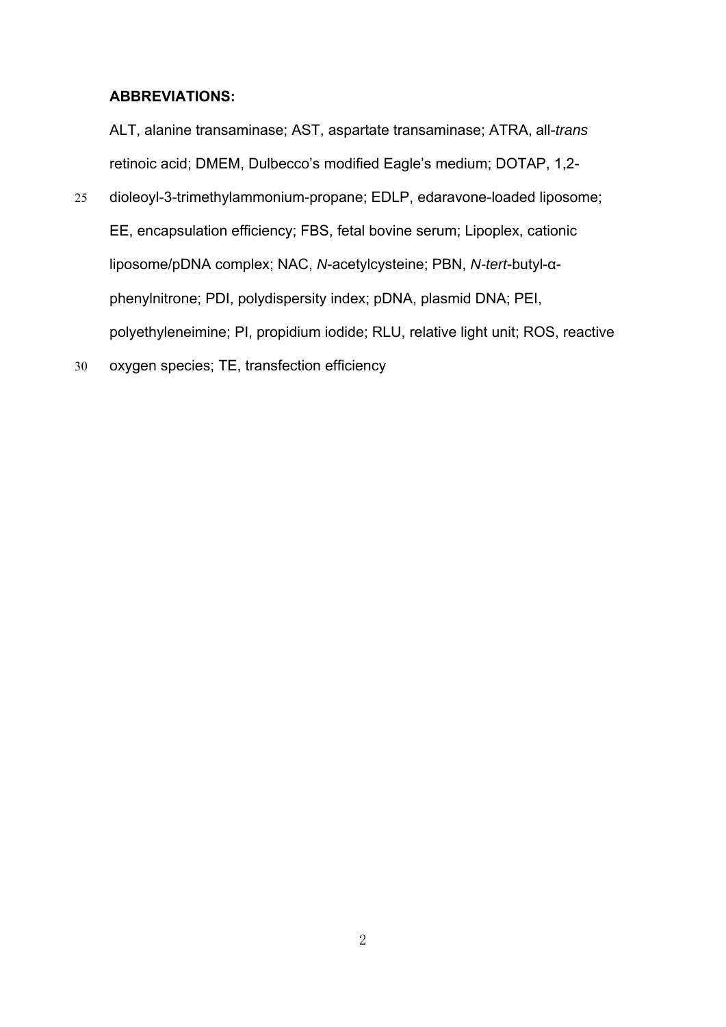**ABBREVIATIONS:**

ALT, alanine transaminase; AST, aspartate transaminase; ATRA, all-*trans* retinoic acid; DMEM, Dulbecco's modified Eagle's medium; DOTAP, 1,2-dioleoyl-3-trimethylammonium-propane; EDLP, edaravone-loaded liposome; EE, encapsulation efficiency; FBS, fetal bovine serum; Lipoplex, cationic liposome/pDNA complex; NAC, *N*-acetylcysteine; PBN, *N*-*tert*-butyl-α-phenylnitrone; PDI, polydispersity index; pDNA, plasmid DNA; PEI, polyethyleneimine; PI, propidium iodide; RLU, relative light unit; ROS, reactive oxygen species; TE, transfection efficiency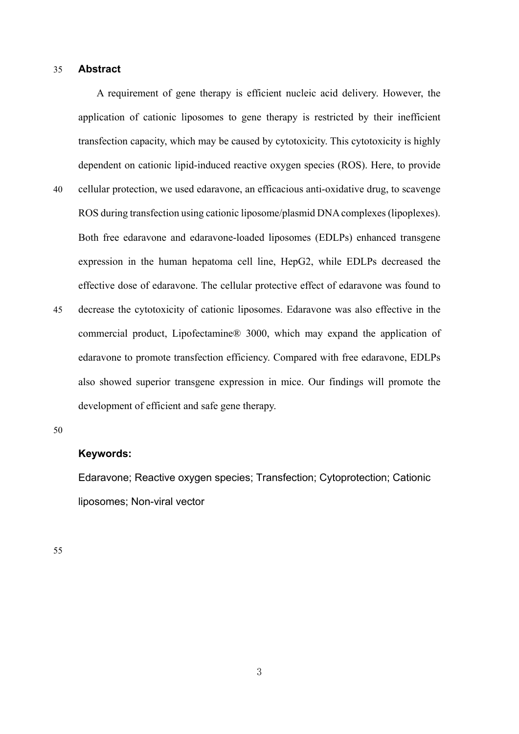## Abstract

A requirement of gene therapy is efficient nucleic acid delivery. However, the application of cationic liposomes to gene therapy is restricted by their inefficient transfection capacity, which may be caused by cytotoxicity. This cytotoxicity is highly dependent on cationic lipid-induced reactive oxygen species (ROS). Here, to provide cellular protection, we used edaravone, an efficacious anti-oxidative drug, to scavenge ROS during transfection using cationic liposome/plasmid DNA complexes (lipoplexes). Both free edaravone and edaravone-loaded liposomes (EDLPs) enhanced transgene expression in the human hepatoma cell line, HepG2, while EDLPs decreased the effective dose of edaravone. The cellular protective effect of edaravone was found to decrease the cytotoxicity of cationic liposomes. Edaravone was also effective in the commercial product, Lipofectamine® 3000, which may expand the application of edaravone to promote transfection efficiency. Compared with free edaravone, EDLPs also showed superior transgene expression in mice. Our findings will promote the development of efficient and safe gene therapy.

**Keywords:**

Edaravone; Reactive oxygen species; Transfection; Cytoprotection; Cationic liposomes; Non-viral vector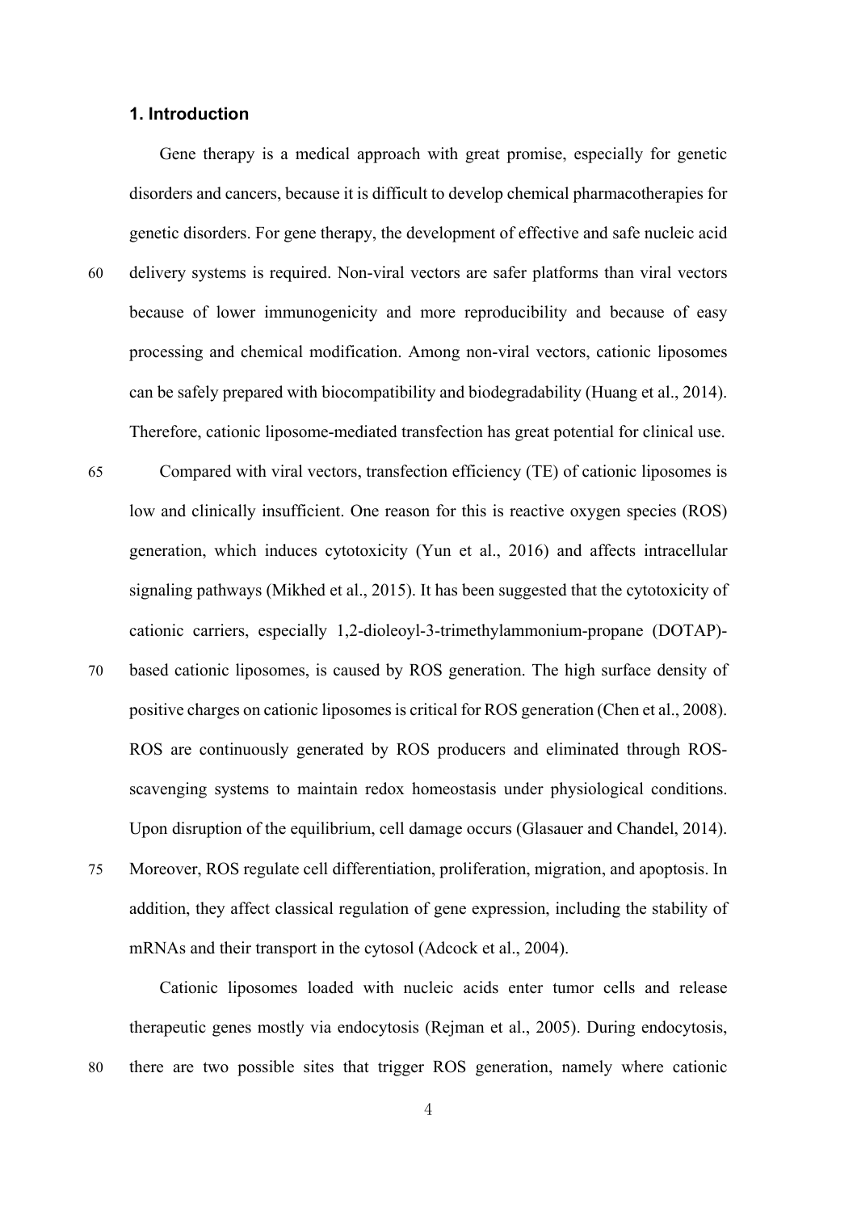## 1. Introduction

Gene therapy is a medical approach with great promise, especially for genetic disorders and cancers, because it is difficult to develop chemical pharmacotherapies for genetic disorders. For gene therapy, the development of effective and safe nucleic acid delivery systems is required. Non-viral vectors are safer platforms than viral vectors because of lower immunogenicity and more reproducibility and because of easy processing and chemical modification. Among non-viral vectors, cationic liposomes can be safely prepared with biocompatibility and biodegradability (Huang et al., 2014). Therefore, cationic liposome-mediated transfection has great potential for clinical use.

Compared with viral vectors, transfection efficiency (TE) of cationic liposomes is low and clinically insufficient. One reason for this is reactive oxygen species (ROS) generation, which induces cytotoxicity (Yun et al., 2016) and affects intracellular signaling pathways (Mikhed et al., 2015). It has been suggested that the cytotoxicity of cationic carriers, especially 1,2-dioleoyl-3-trimethylammonium-propane (DOTAP)-based cationic liposomes, is caused by ROS generation. The high surface density of positive charges on cationic liposomes is critical for ROS generation (Chen et al., 2008). ROS are continuously generated by ROS producers and eliminated through ROS-scavenging systems to maintain redox homeostasis under physiological conditions. Upon disruption of the equilibrium, cell damage occurs (Glasauer and Chandel, 2014). Moreover, ROS regulate cell differentiation, proliferation, migration, and apoptosis. In addition, they affect classical regulation of gene expression, including the stability of mRNAs and their transport in the cytosol (Adcock et al., 2004).

Cationic liposomes loaded with nucleic acids enter tumor cells and release therapeutic genes mostly via endocytosis (Rejman et al., 2005). During endocytosis, there are two possible sites that trigger ROS generation, namely where cationic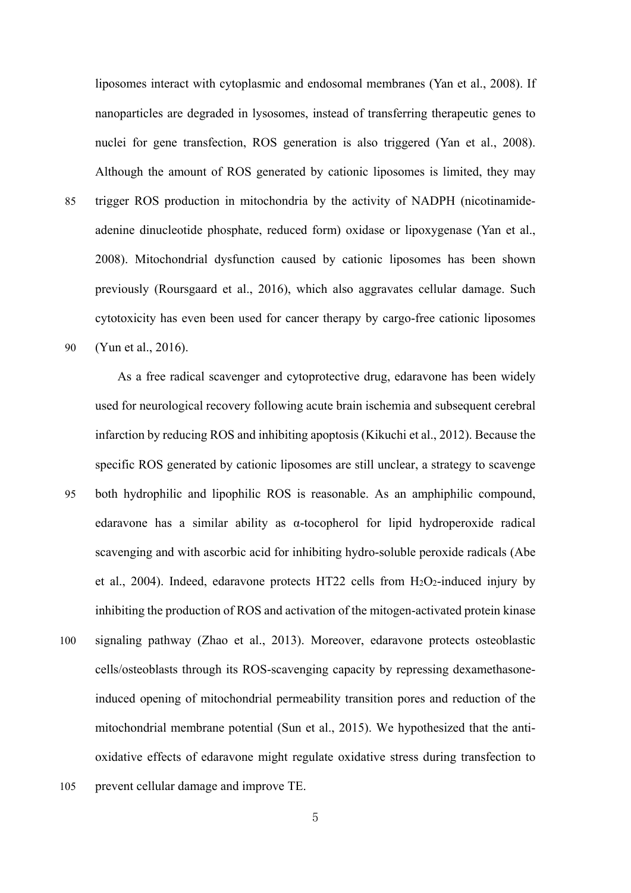liposomes interact with cytoplasmic and endosomal membranes (Yan et al., 2008). If nanoparticles are degraded in lysosomes, instead of transferring therapeutic genes to nuclei for gene transfection, ROS generation is also triggered (Yan et al., 2008). Although the amount of ROS generated by cationic liposomes is limited, they may trigger ROS production in mitochondria by the activity of NADPH (nicotinamide-adenine dinucleotide phosphate, reduced form) oxidase or lipoxygenase (Yan et al., 2008). Mitochondrial dysfunction caused by cationic liposomes has been shown previously (Roursgaard et al., 2016), which also aggravates cellular damage. Such cytotoxicity has even been used for cancer therapy by cargo-free cationic liposomes (Yun et al., 2016).

As a free radical scavenger and cytoprotective drug, edaravone has been widely used for neurological recovery following acute brain ischemia and subsequent cerebral infarction by reducing ROS and inhibiting apoptosis (Kikuchi et al., 2012). Because the specific ROS generated by cationic liposomes are still unclear, a strategy to scavenge both hydrophilic and lipophilic ROS is reasonable. As an amphiphilic compound, edaravone has a similar ability as α-tocopherol for lipid hydroperoxide radical scavenging and with ascorbic acid for inhibiting hydro-soluble peroxide radicals (Abe et al., 2004). Indeed, edaravone protects HT22 cells from $H_2O_2$-induced injury by inhibiting the production of ROS and activation of the mitogen-activated protein kinase signaling pathway (Zhao et al., 2013). Moreover, edaravone protects osteoblastic cells/osteoblasts through its ROS-scavenging capacity by repressing dexamethasone-induced opening of mitochondrial permeability transition pores and reduction of the mitochondrial membrane potential (Sun et al., 2015). We hypothesized that the anti-oxidative effects of edaravone might regulate oxidative stress during transfection to prevent cellular damage and improve TE.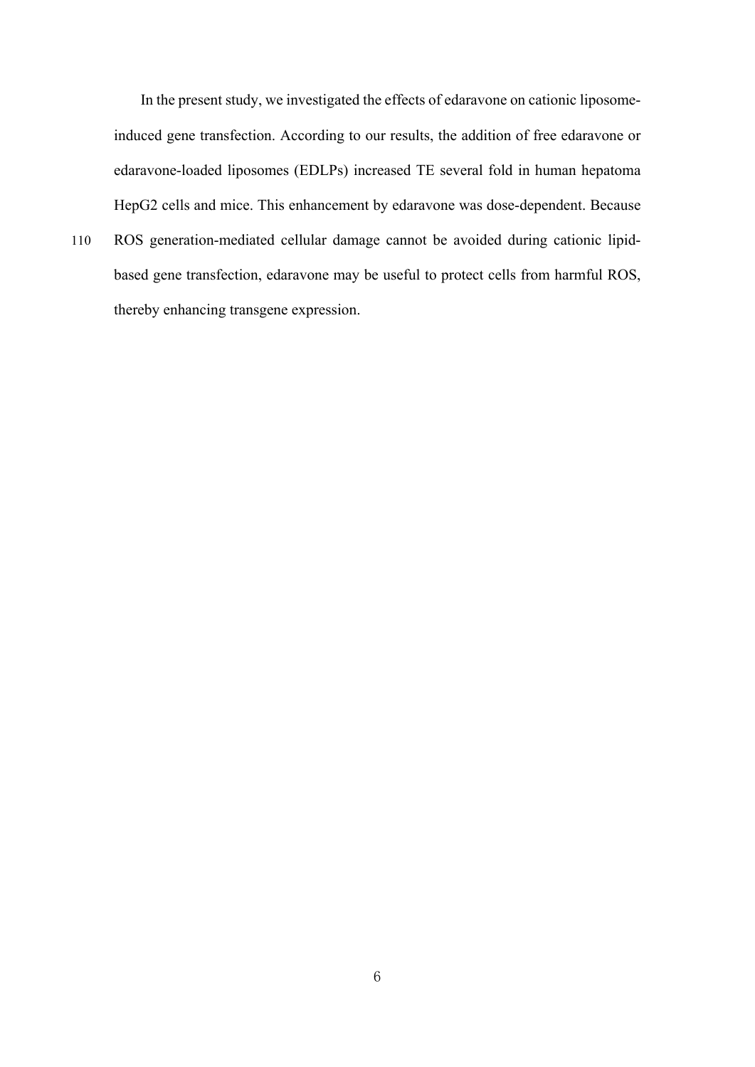In the present study, we investigated the effects of edaravone on cationic liposome-induced gene transfection. According to our results, the addition of free edaravone or edaravone-loaded liposomes (EDLPs) increased TE several fold in human hepatoma HepG2 cells and mice. This enhancement by edaravone was dose-dependent. Because ROS generation-mediated cellular damage cannot be avoided during cationic lipid-based gene transfection, edaravone may be useful to protect cells from harmful ROS, thereby enhancing transgene expression.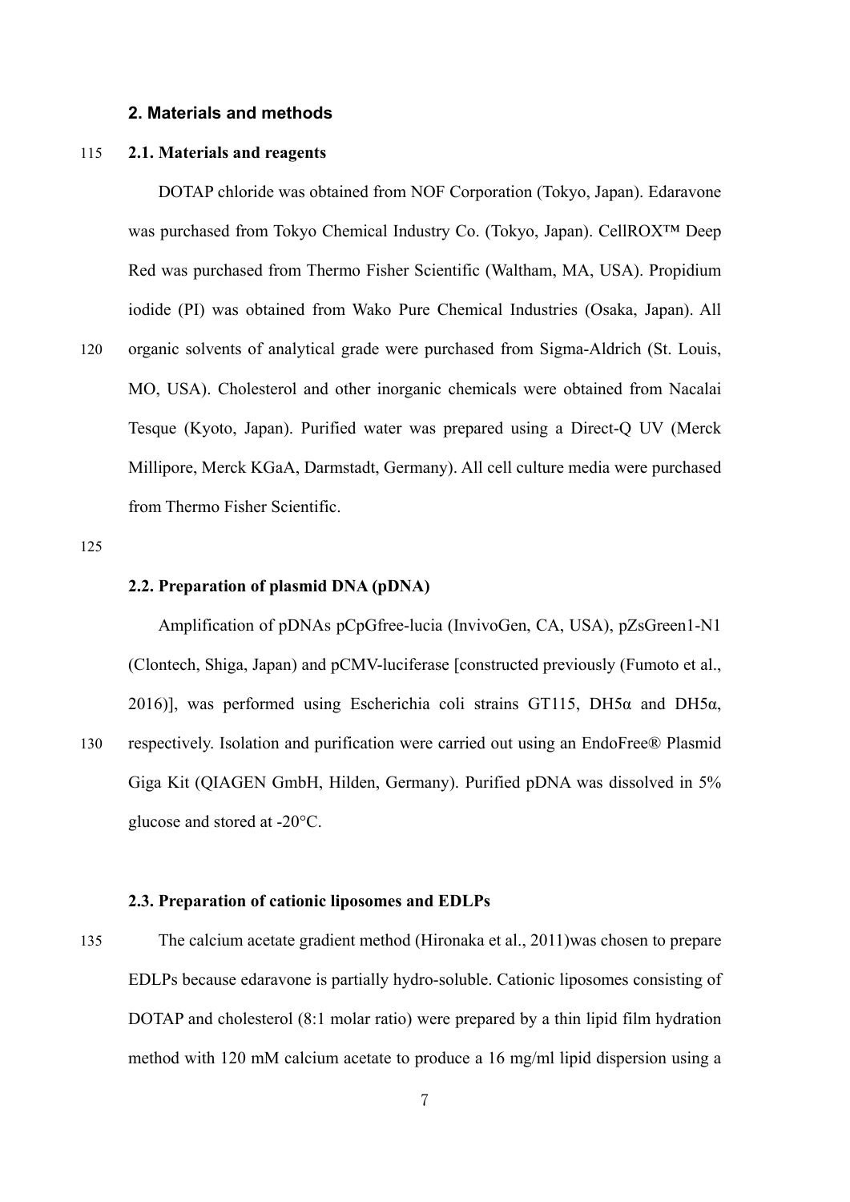## 2. Materials and methods

### 2.1. Materials and reagents

DOTAP chloride was obtained from NOF Corporation (Tokyo, Japan). Edaravone was purchased from Tokyo Chemical Industry Co. (Tokyo, Japan). CellROX™ Deep Red was purchased from Thermo Fisher Scientific (Waltham, MA, USA). Propidium iodide (PI) was obtained from Wako Pure Chemical Industries (Osaka, Japan). All organic solvents of analytical grade were purchased from Sigma-Aldrich (St. Louis, MO, USA). Cholesterol and other inorganic chemicals were obtained from Nacalai Tesque (Kyoto, Japan). Purified water was prepared using a Direct-Q UV (Merck Millipore, Merck KGaA, Darmstadt, Germany). All cell culture media were purchased from Thermo Fisher Scientific.

### 2.2. Preparation of plasmid DNA (pDNA)

Amplification of pDNAs pCpGfree-lucia (InvivoGen, CA, USA), pZsGreen1-N1 (Clontech, Shiga, Japan) and pCMV-luciferase [constructed previously (Fumoto et al., 2016)], was performed using Escherichia coli strains GT115, DH5α and DH5α, respectively. Isolation and purification were carried out using an EndoFree® Plasmid Giga Kit (QIAGEN GmbH, Hilden, Germany). Purified pDNA was dissolved in 5% glucose and stored at -20°C.

### 2.3. Preparation of cationic liposomes and EDLPs

The calcium acetate gradient method (Hironaka et al., 2011)was chosen to prepare EDLPs because edaravone is partially hydro-soluble. Cationic liposomes consisting of DOTAP and cholesterol (8:1 molar ratio) were prepared by a thin lipid film hydration method with 120 mM calcium acetate to produce a 16 mg/ml lipid dispersion using a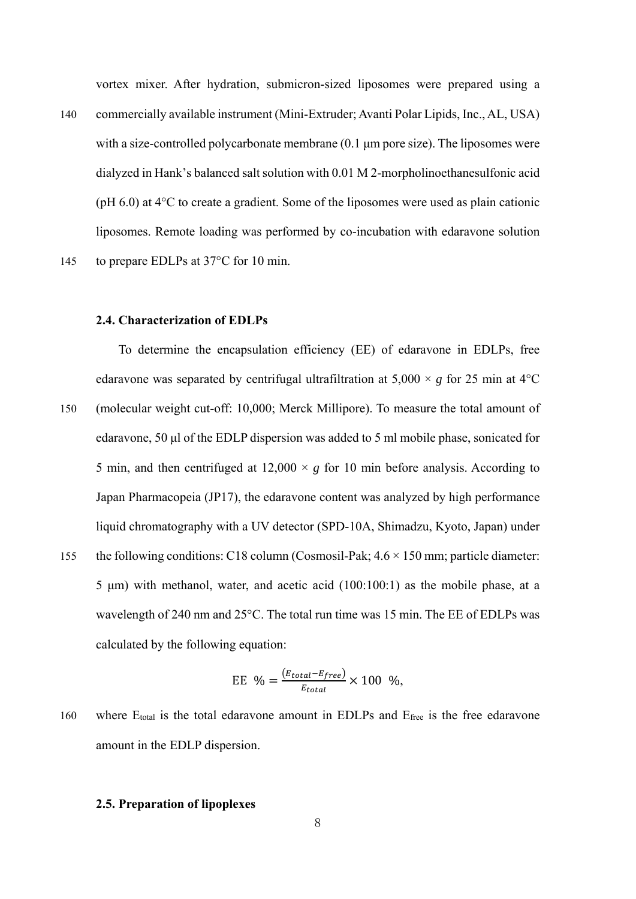vortex mixer. After hydration, submicron-sized liposomes were prepared using a commercially available instrument (Mini-Extruder; Avanti Polar Lipids, Inc., AL, USA) with a size-controlled polycarbonate membrane (0.1 µm pore size). The liposomes were dialyzed in Hank's balanced salt solution with 0.01 M 2-morpholinoethanesulfonic acid (pH 6.0) at 4°C to create a gradient. Some of the liposomes were used as plain cationic liposomes. Remote loading was performed by co-incubation with edaravone solution to prepare EDLPs at 37°C for 10 min.

### 2.4. Characterization of EDLPs

To determine the encapsulation efficiency (EE) of edaravone in EDLPs, free edaravone was separated by centrifugal ultrafiltration at 5,000 × *g* for 25 min at 4°C (molecular weight cut-off: 10,000; Merck Millipore). To measure the total amount of edaravone, 50 µl of the EDLP dispersion was added to 5 ml mobile phase, sonicated for 5 min, and then centrifuged at 12,000 × *g* for 10 min before analysis. According to Japan Pharmacopeia (JP17), the edaravone content was analyzed by high performance liquid chromatography with a UV detector (SPD-10A, Shimadzu, Kyoto, Japan) under the following conditions: C18 column (Cosmosil-Pak; 4.6 × 150 mm; particle diameter: 5 µm) with methanol, water, and acetic acid (100:100:1) as the mobile phase, at a wavelength of 240 nm and 25°C. The total run time was 15 min. The EE of EDLPs was calculated by the following equation:

$$\mathrm{EE}\ \% = \frac{(E_{total} - E_{free})}{E_{total}} \times 100\ \%,$$

where $E_{total}$ is the total edaravone amount in EDLPs and $E_{free}$ is the free edaravone amount in the EDLP dispersion.

### 2.5. Preparation of lipoplexes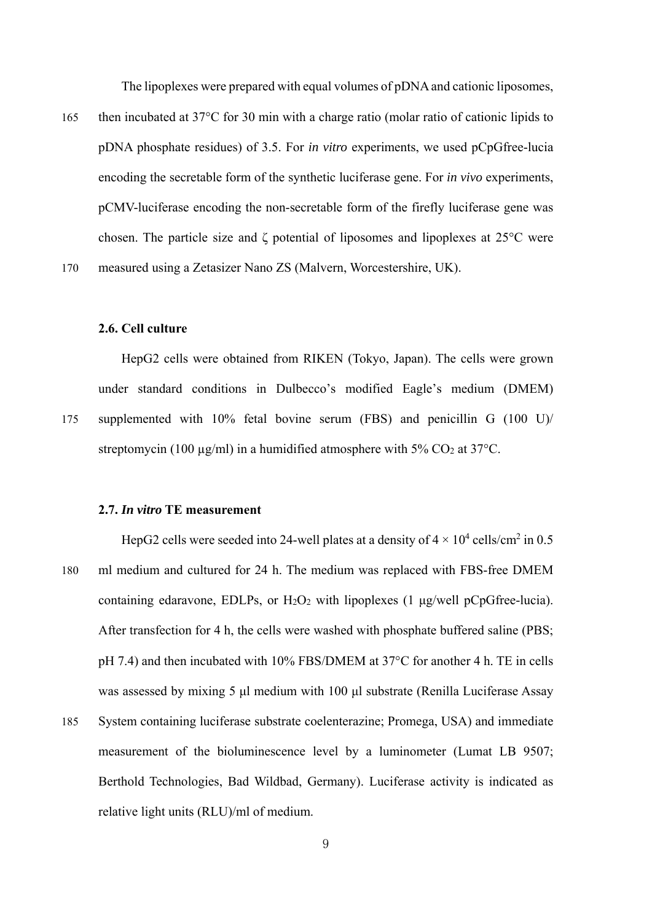The lipoplexes were prepared with equal volumes of pDNA and cationic liposomes, then incubated at 37°C for 30 min with a charge ratio (molar ratio of cationic lipids to pDNA phosphate residues) of 3.5. For *in vitro* experiments, we used pCpGfree-lucia encoding the secretable form of the synthetic luciferase gene. For *in vivo* experiments, pCMV-luciferase encoding the non-secretable form of the firefly luciferase gene was chosen. The particle size and ζ potential of liposomes and lipoplexes at 25°C were measured using a Zetasizer Nano ZS (Malvern, Worcestershire, UK).

### 2.6. Cell culture

HepG2 cells were obtained from RIKEN (Tokyo, Japan). The cells were grown under standard conditions in Dulbecco's modified Eagle's medium (DMEM) supplemented with 10% fetal bovine serum (FBS) and penicillin G (100 U)/ streptomycin (100 μg/ml) in a humidified atmosphere with 5% $CO_2$ at 37°C.

### 2.7. *In vitro* TE measurement

HepG2 cells were seeded into 24-well plates at a density of $4 \times 10^4$ cells/cm$^2$ in 0.5 ml medium and cultured for 24 h. The medium was replaced with FBS-free DMEM containing edaravone, EDLPs, or $H_2O_2$ with lipoplexes (1 μg/well pCpGfree-lucia). After transfection for 4 h, the cells were washed with phosphate buffered saline (PBS; pH 7.4) and then incubated with 10% FBS/DMEM at 37°C for another 4 h. TE in cells was assessed by mixing 5 μl medium with 100 μl substrate (Renilla Luciferase Assay System containing luciferase substrate coelenterazine; Promega, USA) and immediate measurement of the bioluminescence level by a luminometer (Lumat LB 9507; Berthold Technologies, Bad Wildbad, Germany). Luciferase activity is indicated as relative light units (RLU)/ml of medium.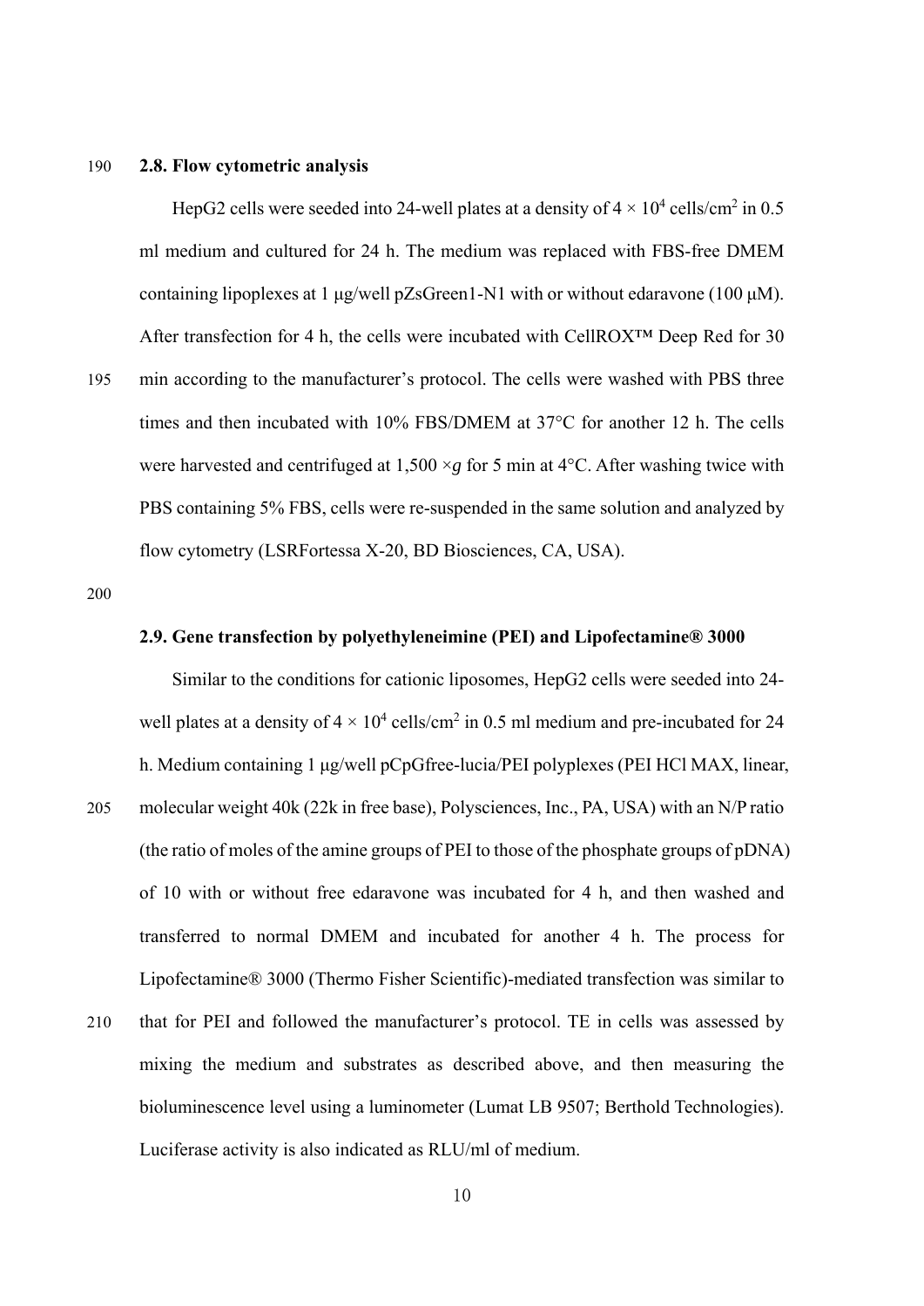### 2.8. Flow cytometric analysis

HepG2 cells were seeded into 24-well plates at a density of $4 \times 10^4$ cells/cm$^2$ in 0.5 ml medium and cultured for 24 h. The medium was replaced with FBS-free DMEM containing lipoplexes at 1 μg/well pZsGreen1-N1 with or without edaravone (100 μM). After transfection for 4 h, the cells were incubated with CellROX™ Deep Red for 30 min according to the manufacturer's protocol. The cells were washed with PBS three times and then incubated with 10% FBS/DMEM at 37°C for another 12 h. The cells were harvested and centrifuged at 1,500 ×*g* for 5 min at 4°C. After washing twice with PBS containing 5% FBS, cells were re-suspended in the same solution and analyzed by flow cytometry (LSRFortessa X-20, BD Biosciences, CA, USA).

### 2.9. Gene transfection by polyethyleneimine (PEI) and Lipofectamine® 3000

Similar to the conditions for cationic liposomes, HepG2 cells were seeded into 24-well plates at a density of $4 \times 10^4$ cells/cm$^2$ in 0.5 ml medium and pre-incubated for 24 h. Medium containing 1 μg/well pCpGfree-lucia/PEI polyplexes (PEI HCl MAX, linear, molecular weight 40k (22k in free base), Polysciences, Inc., PA, USA) with an N/P ratio (the ratio of moles of the amine groups of PEI to those of the phosphate groups of pDNA) of 10 with or without free edaravone was incubated for 4 h, and then washed and transferred to normal DMEM and incubated for another 4 h. The process for Lipofectamine® 3000 (Thermo Fisher Scientific)-mediated transfection was similar to that for PEI and followed the manufacturer's protocol. TE in cells was assessed by mixing the medium and substrates as described above, and then measuring the bioluminescence level using a luminometer (Lumat LB 9507; Berthold Technologies). Luciferase activity is also indicated as RLU/ml of medium.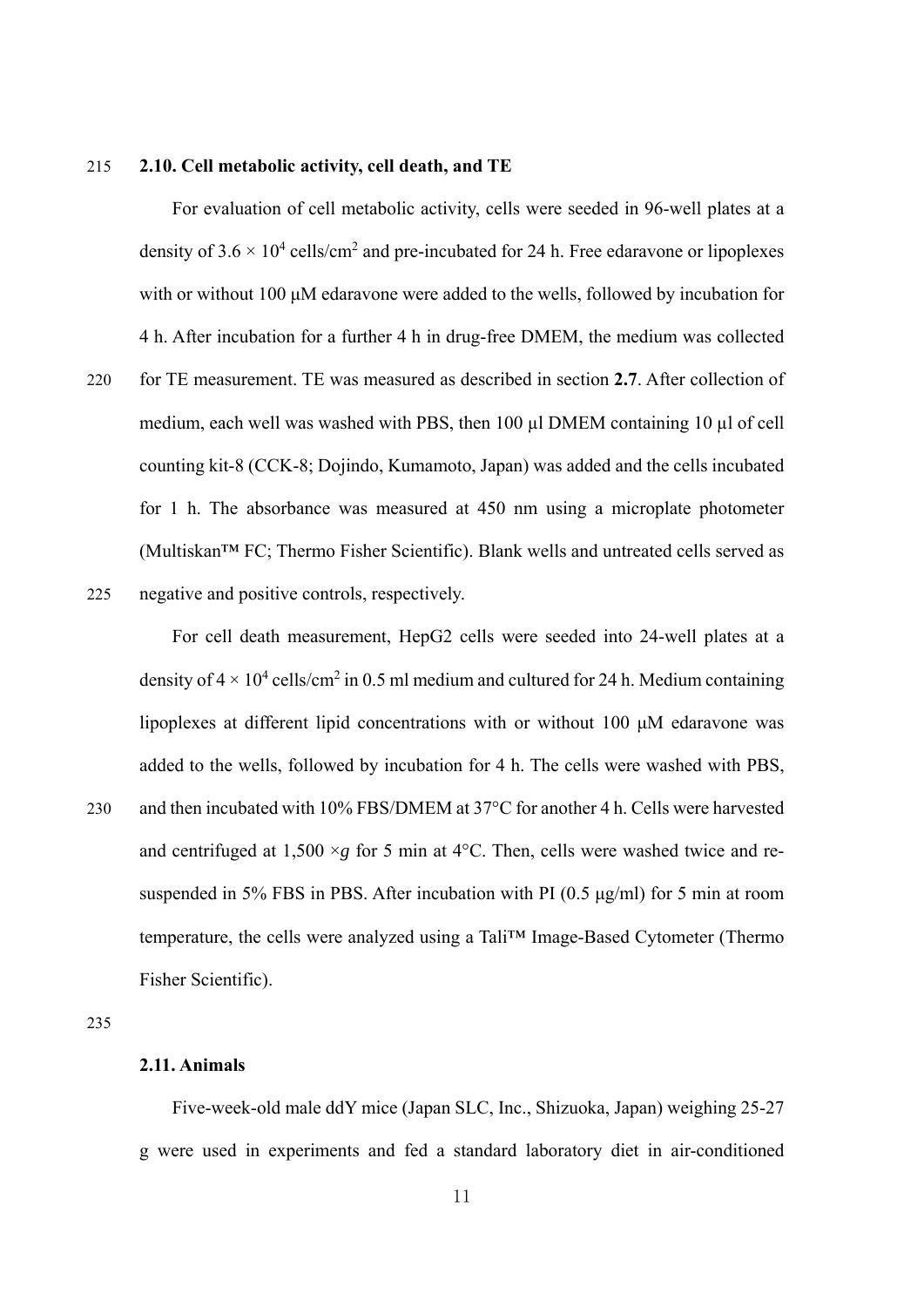### 2.10. Cell metabolic activity, cell death, and TE

For evaluation of cell metabolic activity, cells were seeded in 96-well plates at a density of $3.6 \times 10^4$ cells/cm$^2$ and pre-incubated for 24 h. Free edaravone or lipoplexes with or without 100 µM edaravone were added to the wells, followed by incubation for 4 h. After incubation for a further 4 h in drug-free DMEM, the medium was collected for TE measurement. TE was measured as described in section **2.7**. After collection of medium, each well was washed with PBS, then 100 µl DMEM containing 10 µl of cell counting kit-8 (CCK-8; Dojindo, Kumamoto, Japan) was added and the cells incubated for 1 h. The absorbance was measured at 450 nm using a microplate photometer (Multiskan™ FC; Thermo Fisher Scientific). Blank wells and untreated cells served as negative and positive controls, respectively.

For cell death measurement, HepG2 cells were seeded into 24-well plates at a density of $4 \times 10^4$ cells/cm$^2$ in 0.5 ml medium and cultured for 24 h. Medium containing lipoplexes at different lipid concentrations with or without 100 µM edaravone was added to the wells, followed by incubation for 4 h. The cells were washed with PBS, and then incubated with 10% FBS/DMEM at 37°C for another 4 h. Cells were harvested and centrifuged at 1,500 ×*g* for 5 min at 4°C. Then, cells were washed twice and re-suspended in 5% FBS in PBS. After incubation with PI (0.5 µg/ml) for 5 min at room temperature, the cells were analyzed using a Tali™ Image-Based Cytometer (Thermo Fisher Scientific).

### 2.11. Animals

Five-week-old male ddY mice (Japan SLC, Inc., Shizuoka, Japan) weighing 25-27 g were used in experiments and fed a standard laboratory diet in air-conditioned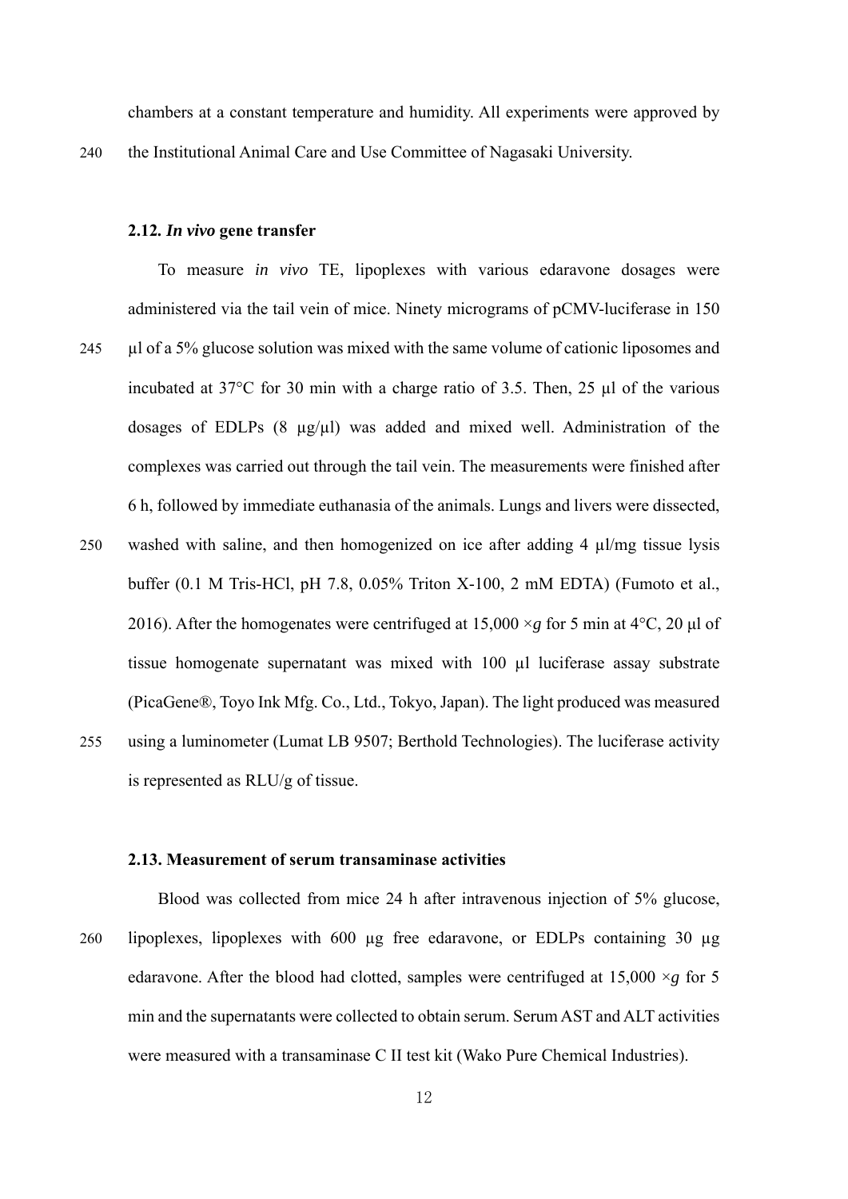chambers at a constant temperature and humidity. All experiments were approved by the Institutional Animal Care and Use Committee of Nagasaki University.

### 2.12. *In vivo* gene transfer

To measure *in vivo* TE, lipoplexes with various edaravone dosages were administered via the tail vein of mice. Ninety micrograms of pCMV-luciferase in 150 µl of a 5% glucose solution was mixed with the same volume of cationic liposomes and incubated at 37°C for 30 min with a charge ratio of 3.5. Then, 25 µl of the various dosages of EDLPs (8 µg/µl) was added and mixed well. Administration of the complexes was carried out through the tail vein. The measurements were finished after 6 h, followed by immediate euthanasia of the animals. Lungs and livers were dissected, washed with saline, and then homogenized on ice after adding 4 µl/mg tissue lysis buffer (0.1 M Tris-HCl, pH 7.8, 0.05% Triton X-100, 2 mM EDTA) (Fumoto et al., 2016). After the homogenates were centrifuged at 15,000 ×*g* for 5 min at 4°C, 20 µl of tissue homogenate supernatant was mixed with 100 µl luciferase assay substrate (PicaGene®, Toyo Ink Mfg. Co., Ltd., Tokyo, Japan). The light produced was measured using a luminometer (Lumat LB 9507; Berthold Technologies). The luciferase activity is represented as RLU/g of tissue.

### 2.13. Measurement of serum transaminase activities

Blood was collected from mice 24 h after intravenous injection of 5% glucose, lipoplexes, lipoplexes with 600 µg free edaravone, or EDLPs containing 30 µg edaravone. After the blood had clotted, samples were centrifuged at 15,000 ×*g* for 5 min and the supernatants were collected to obtain serum. Serum AST and ALT activities were measured with a transaminase C II test kit (Wako Pure Chemical Industries).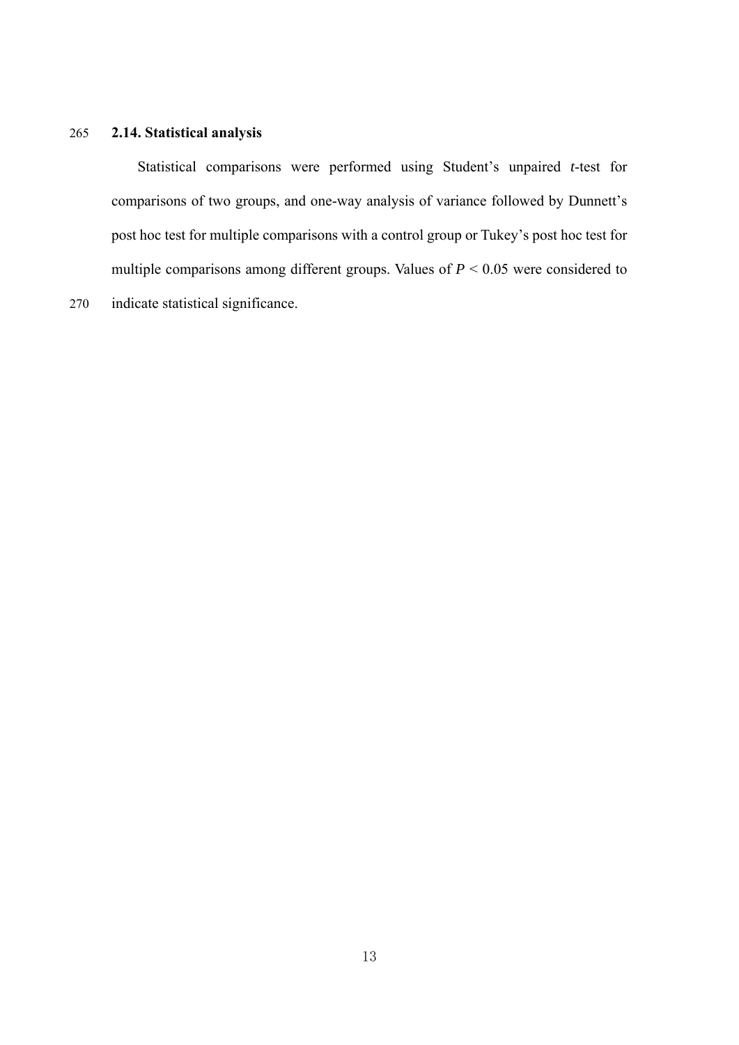### 2.14. Statistical analysis

Statistical comparisons were performed using Student's unpaired *t*-test for comparisons of two groups, and one-way analysis of variance followed by Dunnett's post hoc test for multiple comparisons with a control group or Tukey's post hoc test for multiple comparisons among different groups. Values of $P < 0.05$ were considered to indicate statistical significance.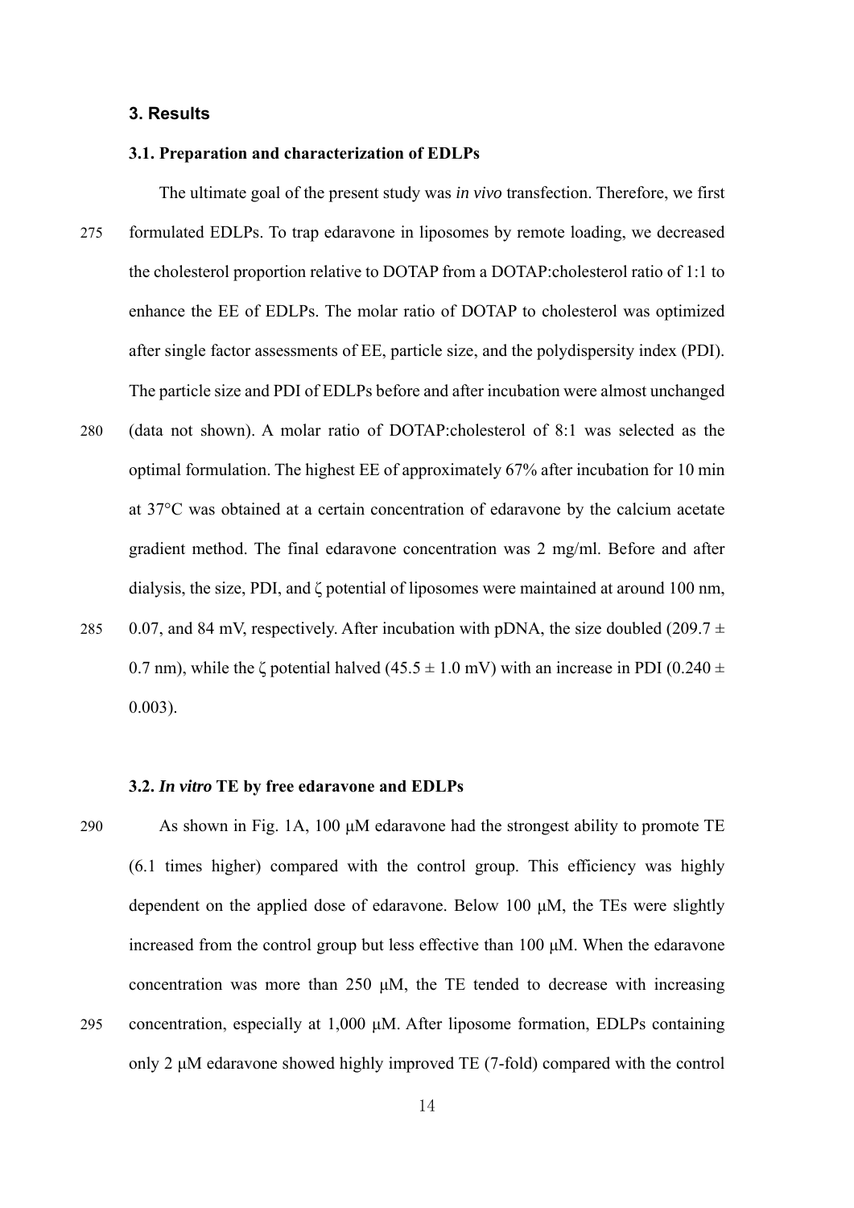## 3. Results

### 3.1. Preparation and characterization of EDLPs

The ultimate goal of the present study was *in vivo* transfection. Therefore, we first formulated EDLPs. To trap edaravone in liposomes by remote loading, we decreased the cholesterol proportion relative to DOTAP from a DOTAP:cholesterol ratio of 1:1 to enhance the EE of EDLPs. The molar ratio of DOTAP to cholesterol was optimized after single factor assessments of EE, particle size, and the polydispersity index (PDI). The particle size and PDI of EDLPs before and after incubation were almost unchanged (data not shown). A molar ratio of DOTAP:cholesterol of 8:1 was selected as the optimal formulation. The highest EE of approximately 67% after incubation for 10 min at 37°C was obtained at a certain concentration of edaravone by the calcium acetate gradient method. The final edaravone concentration was 2 mg/ml. Before and after dialysis, the size, PDI, and ζ potential of liposomes were maintained at around 100 nm, 0.07, and 84 mV, respectively. After incubation with pDNA, the size doubled ($209.7 \pm 0.7$ nm), while the ζ potential halved ($45.5 \pm 1.0$ mV) with an increase in PDI ($0.240 \pm 0.003$).

### 3.2. *In vitro* TE by free edaravone and EDLPs

As shown in Fig. 1A, 100 μM edaravone had the strongest ability to promote TE (6.1 times higher) compared with the control group. This efficiency was highly dependent on the applied dose of edaravone. Below 100 μM, the TEs were slightly increased from the control group but less effective than 100 μM. When the edaravone concentration was more than 250 μM, the TE tended to decrease with increasing concentration, especially at 1,000 μM. After liposome formation, EDLPs containing only 2 μM edaravone showed highly improved TE (7-fold) compared with the control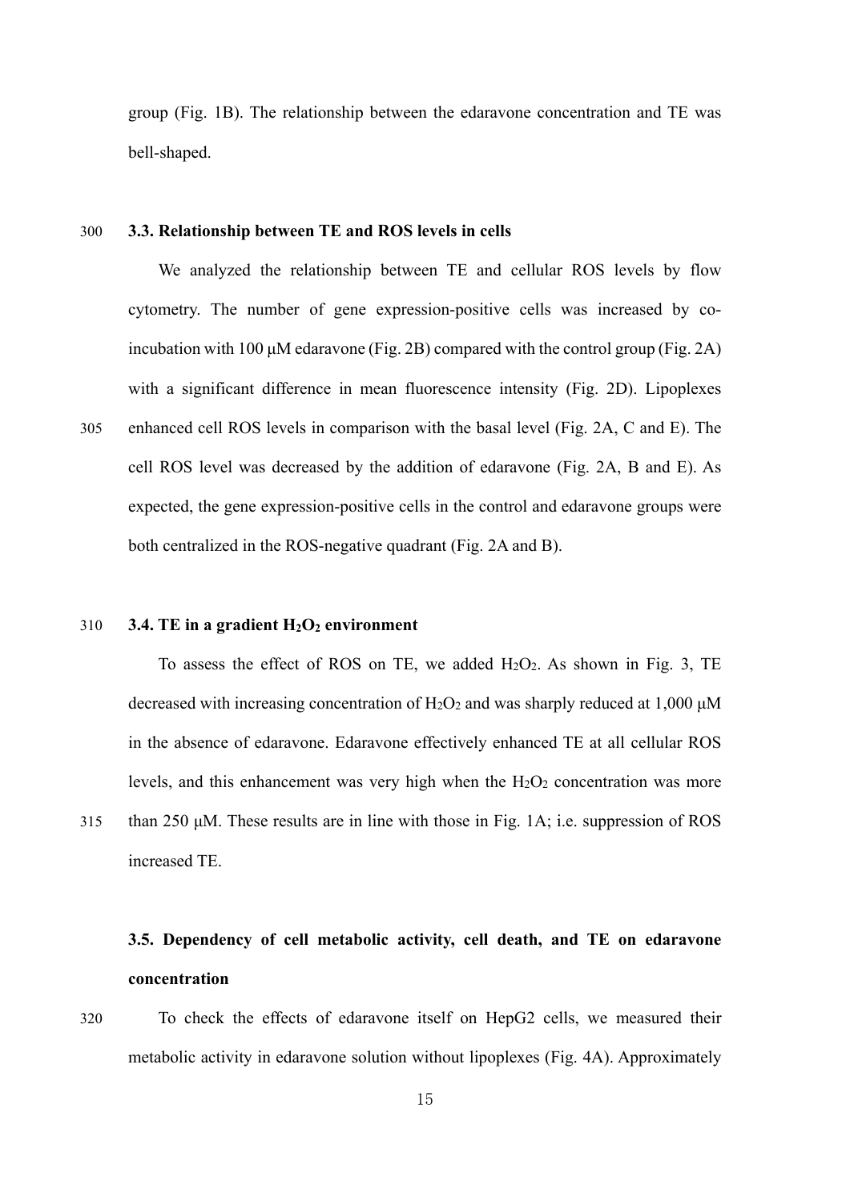group (Fig. 1B). The relationship between the edaravone concentration and TE was bell-shaped.

### 3.3. Relationship between TE and ROS levels in cells

We analyzed the relationship between TE and cellular ROS levels by flow cytometry. The number of gene expression-positive cells was increased by co-incubation with 100 μM edaravone (Fig. 2B) compared with the control group (Fig. 2A) with a significant difference in mean fluorescence intensity (Fig. 2D). Lipoplexes enhanced cell ROS levels in comparison with the basal level (Fig. 2A, C and E). The cell ROS level was decreased by the addition of edaravone (Fig. 2A, B and E). As expected, the gene expression-positive cells in the control and edaravone groups were both centralized in the ROS-negative quadrant (Fig. 2A and B).

### 3.4. TE in a gradient $H_2O_2$ environment

To assess the effect of ROS on TE, we added $H_2O_2$. As shown in Fig. 3, TE decreased with increasing concentration of $H_2O_2$ and was sharply reduced at 1,000 μM in the absence of edaravone. Edaravone effectively enhanced TE at all cellular ROS levels, and this enhancement was very high when the $H_2O_2$ concentration was more than 250 μM. These results are in line with those in Fig. 1A; i.e. suppression of ROS increased TE.

### 3.5. Dependency of cell metabolic activity, cell death, and TE on edaravone concentration

To check the effects of edaravone itself on HepG2 cells, we measured their metabolic activity in edaravone solution without lipoplexes (Fig. 4A). Approximately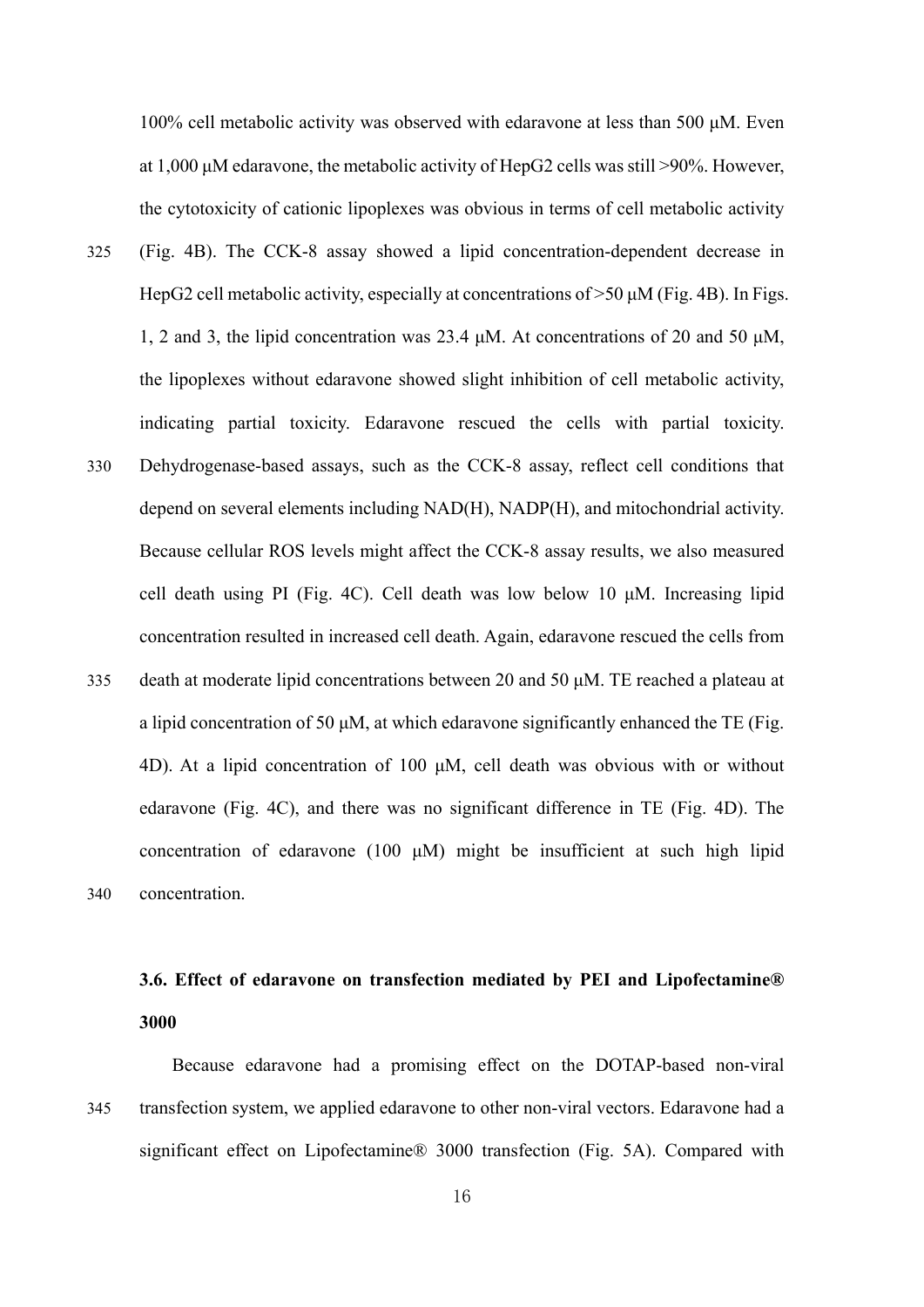100% cell metabolic activity was observed with edaravone at less than 500 μM. Even at 1,000 μM edaravone, the metabolic activity of HepG2 cells was still >90%. However, the cytotoxicity of cationic lipoplexes was obvious in terms of cell metabolic activity (Fig. 4B). The CCK-8 assay showed a lipid concentration-dependent decrease in HepG2 cell metabolic activity, especially at concentrations of >50 μM (Fig. 4B). In Figs. 1, 2 and 3, the lipid concentration was 23.4 μM. At concentrations of 20 and 50 μM, the lipoplexes without edaravone showed slight inhibition of cell metabolic activity, indicating partial toxicity. Edaravone rescued the cells with partial toxicity. Dehydrogenase-based assays, such as the CCK-8 assay, reflect cell conditions that depend on several elements including NAD(H), NADP(H), and mitochondrial activity. Because cellular ROS levels might affect the CCK-8 assay results, we also measured cell death using PI (Fig. 4C). Cell death was low below 10 μM. Increasing lipid concentration resulted in increased cell death. Again, edaravone rescued the cells from death at moderate lipid concentrations between 20 and 50 μM. TE reached a plateau at a lipid concentration of 50 μM, at which edaravone significantly enhanced the TE (Fig. 4D). At a lipid concentration of 100 μM, cell death was obvious with or without edaravone (Fig. 4C), and there was no significant difference in TE (Fig. 4D). The concentration of edaravone (100 μM) might be insufficient at such high lipid concentration.

### 3.6. Effect of edaravone on transfection mediated by PEI and Lipofectamine® 3000

Because edaravone had a promising effect on the DOTAP-based non-viral transfection system, we applied edaravone to other non-viral vectors. Edaravone had a significant effect on Lipofectamine® 3000 transfection (Fig. 5A). Compared with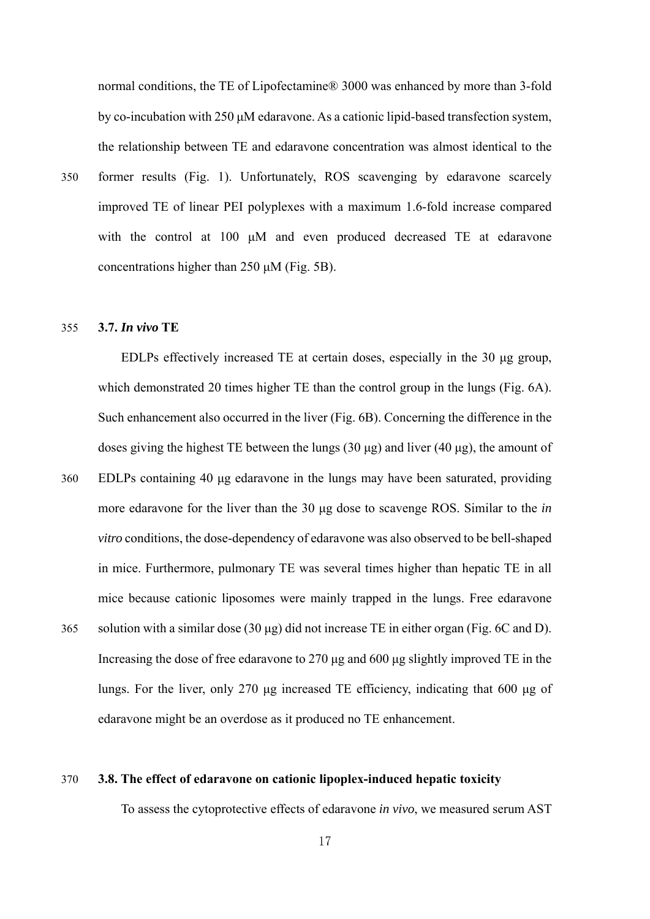normal conditions, the TE of Lipofectamine® 3000 was enhanced by more than 3-fold by co-incubation with 250 μM edaravone. As a cationic lipid-based transfection system, the relationship between TE and edaravone concentration was almost identical to the former results (Fig. 1). Unfortunately, ROS scavenging by edaravone scarcely improved TE of linear PEI polyplexes with a maximum 1.6-fold increase compared with the control at 100 μM and even produced decreased TE at edaravone concentrations higher than 250 μM (Fig. 5B).

### 3.7. *In vivo* TE

EDLPs effectively increased TE at certain doses, especially in the 30 μg group, which demonstrated 20 times higher TE than the control group in the lungs (Fig. 6A). Such enhancement also occurred in the liver (Fig. 6B). Concerning the difference in the doses giving the highest TE between the lungs (30 μg) and liver (40 μg), the amount of EDLPs containing 40 μg edaravone in the lungs may have been saturated, providing more edaravone for the liver than the 30 μg dose to scavenge ROS. Similar to the *in vitro* conditions, the dose-dependency of edaravone was also observed to be bell-shaped in mice. Furthermore, pulmonary TE was several times higher than hepatic TE in all mice because cationic liposomes were mainly trapped in the lungs. Free edaravone solution with a similar dose (30 μg) did not increase TE in either organ (Fig. 6C and D). Increasing the dose of free edaravone to 270 μg and 600 μg slightly improved TE in the lungs. For the liver, only 270 μg increased TE efficiency, indicating that 600 μg of edaravone might be an overdose as it produced no TE enhancement.

### 3.8. The effect of edaravone on cationic lipoplex-induced hepatic toxicity

To assess the cytoprotective effects of edaravone *in vivo*, we measured serum AST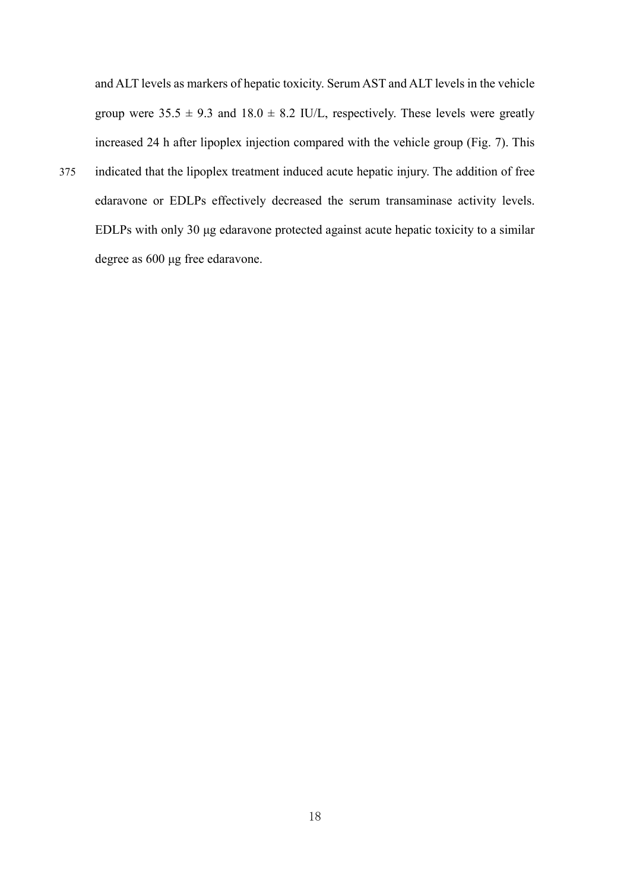and ALT levels as markers of hepatic toxicity. Serum AST and ALT levels in the vehicle group were $35.5 \pm 9.3$ and $18.0 \pm 8.2$ IU/L, respectively. These levels were greatly increased 24 h after lipoplex injection compared with the vehicle group (Fig. 7). This indicated that the lipoplex treatment induced acute hepatic injury. The addition of free edaravone or EDLPs effectively decreased the serum transaminase activity levels. EDLPs with only 30 μg edaravone protected against acute hepatic toxicity to a similar degree as 600 μg free edaravone.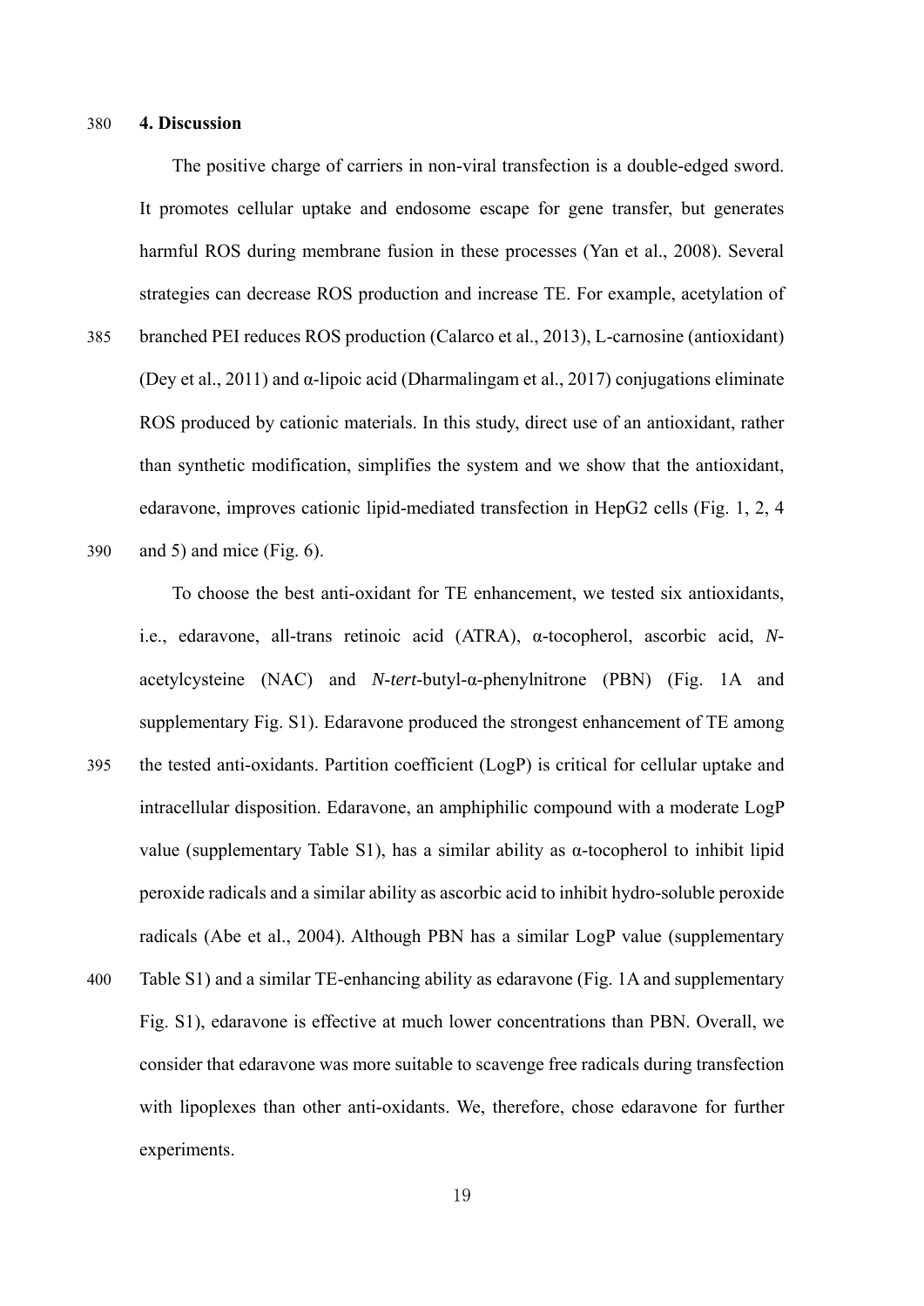## 4. Discussion

The positive charge of carriers in non-viral transfection is a double-edged sword. It promotes cellular uptake and endosome escape for gene transfer, but generates harmful ROS during membrane fusion in these processes (Yan et al., 2008). Several strategies can decrease ROS production and increase TE. For example, acetylation of branched PEI reduces ROS production (Calarco et al., 2013), L-carnosine (antioxidant) (Dey et al., 2011) and α-lipoic acid (Dharmalingam et al., 2017) conjugations eliminate ROS produced by cationic materials. In this study, direct use of an antioxidant, rather than synthetic modification, simplifies the system and we show that the antioxidant, edaravone, improves cationic lipid-mediated transfection in HepG2 cells (Fig. 1, 2, 4 and 5) and mice (Fig. 6).

To choose the best anti-oxidant for TE enhancement, we tested six antioxidants, i.e., edaravone, all-trans retinoic acid (ATRA), α-tocopherol, ascorbic acid, *N*-acetylcysteine (NAC) and *N*-*tert*-butyl-α-phenylnitrone (PBN) (Fig. 1A and supplementary Fig. S1). Edaravone produced the strongest enhancement of TE among the tested anti-oxidants. Partition coefficient (LogP) is critical for cellular uptake and intracellular disposition. Edaravone, an amphiphilic compound with a moderate LogP value (supplementary Table S1), has a similar ability as α-tocopherol to inhibit lipid peroxide radicals and a similar ability as ascorbic acid to inhibit hydro-soluble peroxide radicals (Abe et al., 2004). Although PBN has a similar LogP value (supplementary Table S1) and a similar TE-enhancing ability as edaravone (Fig. 1A and supplementary Fig. S1), edaravone is effective at much lower concentrations than PBN. Overall, we consider that edaravone was more suitable to scavenge free radicals during transfection with lipoplexes than other anti-oxidants. We, therefore, chose edaravone for further experiments.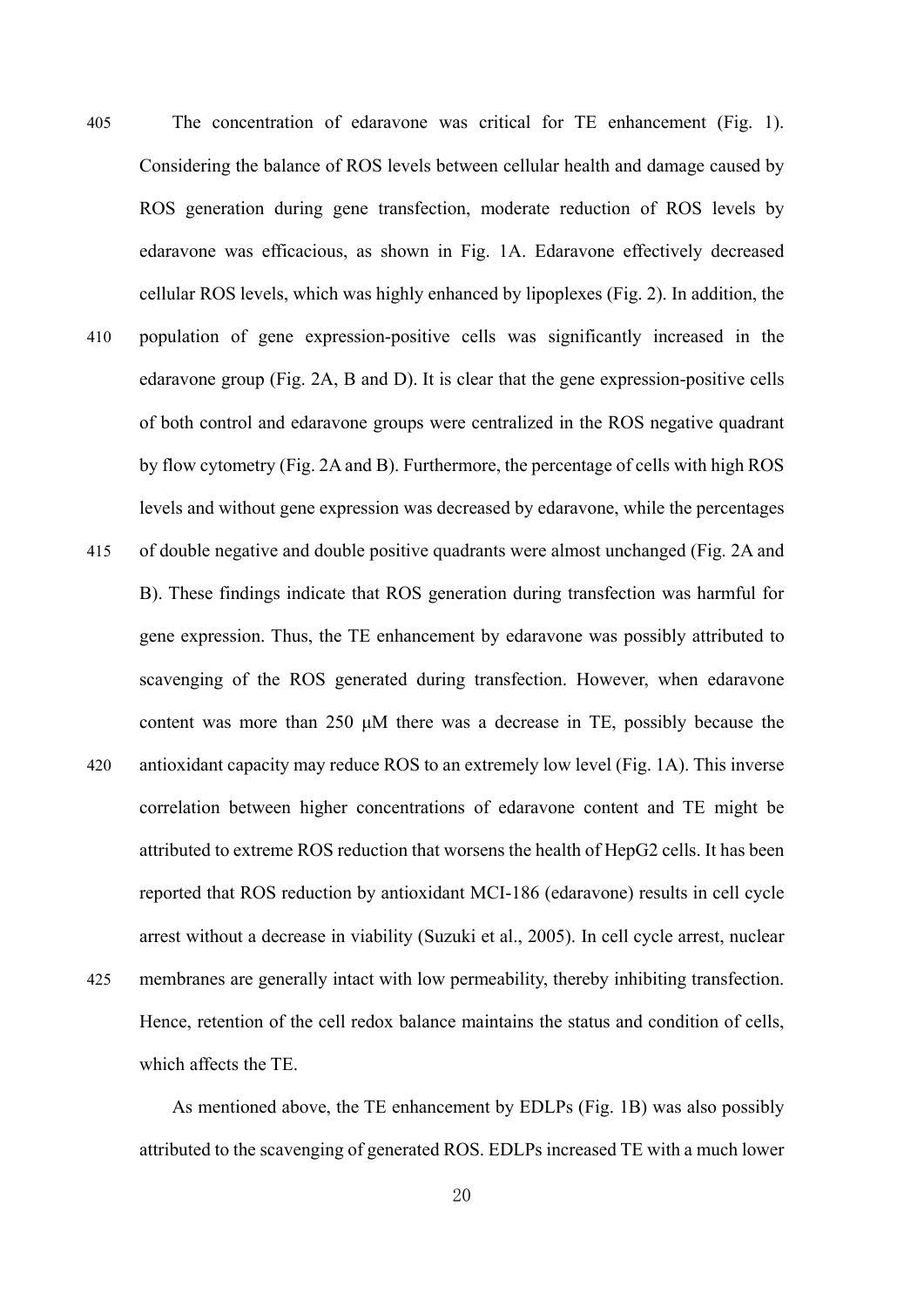The concentration of edaravone was critical for TE enhancement (Fig. 1). Considering the balance of ROS levels between cellular health and damage caused by ROS generation during gene transfection, moderate reduction of ROS levels by edaravone was efficacious, as shown in Fig. 1A. Edaravone effectively decreased cellular ROS levels, which was highly enhanced by lipoplexes (Fig. 2). In addition, the population of gene expression-positive cells was significantly increased in the edaravone group (Fig. 2A, B and D). It is clear that the gene expression-positive cells of both control and edaravone groups were centralized in the ROS negative quadrant by flow cytometry (Fig. 2A and B). Furthermore, the percentage of cells with high ROS levels and without gene expression was decreased by edaravone, while the percentages of double negative and double positive quadrants were almost unchanged (Fig. 2A and B). These findings indicate that ROS generation during transfection was harmful for gene expression. Thus, the TE enhancement by edaravone was possibly attributed to scavenging of the ROS generated during transfection. However, when edaravone content was more than 250 μM there was a decrease in TE, possibly because the antioxidant capacity may reduce ROS to an extremely low level (Fig. 1A). This inverse correlation between higher concentrations of edaravone content and TE might be attributed to extreme ROS reduction that worsens the health of HepG2 cells. It has been reported that ROS reduction by antioxidant MCI-186 (edaravone) results in cell cycle arrest without a decrease in viability (Suzuki et al., 2005). In cell cycle arrest, nuclear membranes are generally intact with low permeability, thereby inhibiting transfection. Hence, retention of the cell redox balance maintains the status and condition of cells, which affects the TE.

As mentioned above, the TE enhancement by EDLPs (Fig. 1B) was also possibly attributed to the scavenging of generated ROS. EDLPs increased TE with a much lower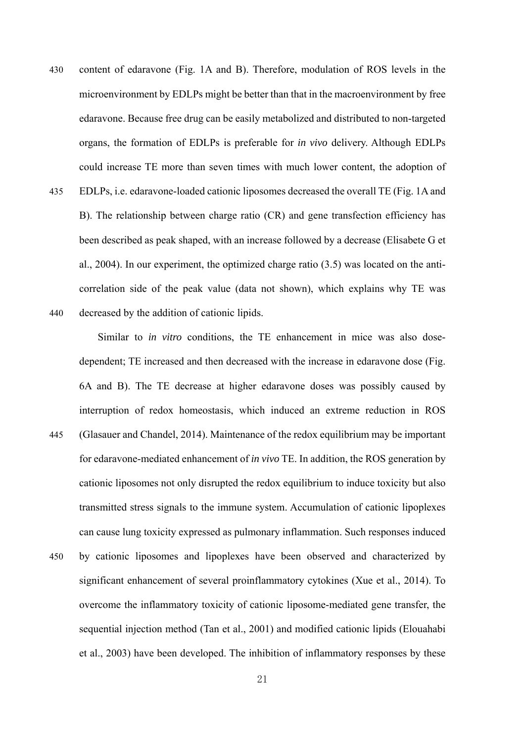content of edaravone (Fig. 1A and B). Therefore, modulation of ROS levels in the microenvironment by EDLPs might be better than that in the macroenvironment by free edaravone. Because free drug can be easily metabolized and distributed to non-targeted organs, the formation of EDLPs is preferable for *in vivo* delivery. Although EDLPs could increase TE more than seven times with much lower content, the adoption of EDLPs, i.e. edaravone-loaded cationic liposomes decreased the overall TE (Fig. 1A and B). The relationship between charge ratio (CR) and gene transfection efficiency has been described as peak shaped, with an increase followed by a decrease (Elisabete G et al., 2004). In our experiment, the optimized charge ratio (3.5) was located on the anti-correlation side of the peak value (data not shown), which explains why TE was decreased by the addition of cationic lipids.

Similar to *in vitro* conditions, the TE enhancement in mice was also dose-dependent; TE increased and then decreased with the increase in edaravone dose (Fig. 6A and B). The TE decrease at higher edaravone doses was possibly caused by interruption of redox homeostasis, which induced an extreme reduction in ROS (Glasauer and Chandel, 2014). Maintenance of the redox equilibrium may be important for edaravone-mediated enhancement of *in vivo* TE. In addition, the ROS generation by cationic liposomes not only disrupted the redox equilibrium to induce toxicity but also transmitted stress signals to the immune system. Accumulation of cationic lipoplexes can cause lung toxicity expressed as pulmonary inflammation. Such responses induced by cationic liposomes and lipoplexes have been observed and characterized by significant enhancement of several proinflammatory cytokines (Xue et al., 2014). To overcome the inflammatory toxicity of cationic liposome-mediated gene transfer, the sequential injection method (Tan et al., 2001) and modified cationic lipids (Elouahabi et al., 2003) have been developed. The inhibition of inflammatory responses by these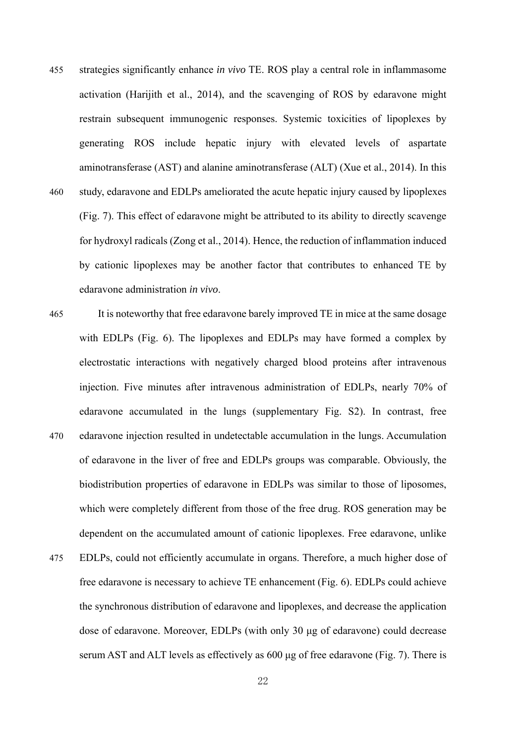strategies significantly enhance *in vivo* TE. ROS play a central role in inflammasome activation (Harijith et al., 2014), and the scavenging of ROS by edaravone might restrain subsequent immunogenic responses. Systemic toxicities of lipoplexes by generating ROS include hepatic injury with elevated levels of aspartate aminotransferase (AST) and alanine aminotransferase (ALT) (Xue et al., 2014). In this study, edaravone and EDLPs ameliorated the acute hepatic injury caused by lipoplexes (Fig. 7). This effect of edaravone might be attributed to its ability to directly scavenge for hydroxyl radicals (Zong et al., 2014). Hence, the reduction of inflammation induced by cationic lipoplexes may be another factor that contributes to enhanced TE by edaravone administration *in vivo*.

It is noteworthy that free edaravone barely improved TE in mice at the same dosage with EDLPs (Fig. 6). The lipoplexes and EDLPs may have formed a complex by electrostatic interactions with negatively charged blood proteins after intravenous injection. Five minutes after intravenous administration of EDLPs, nearly 70% of edaravone accumulated in the lungs (supplementary Fig. S2). In contrast, free edaravone injection resulted in undetectable accumulation in the lungs. Accumulation of edaravone in the liver of free and EDLPs groups was comparable. Obviously, the biodistribution properties of edaravone in EDLPs was similar to those of liposomes, which were completely different from those of the free drug. ROS generation may be dependent on the accumulated amount of cationic lipoplexes. Free edaravone, unlike EDLPs, could not efficiently accumulate in organs. Therefore, a much higher dose of free edaravone is necessary to achieve TE enhancement (Fig. 6). EDLPs could achieve the synchronous distribution of edaravone and lipoplexes, and decrease the application dose of edaravone. Moreover, EDLPs (with only 30 μg of edaravone) could decrease serum AST and ALT levels as effectively as 600 μg of free edaravone (Fig. 7). There is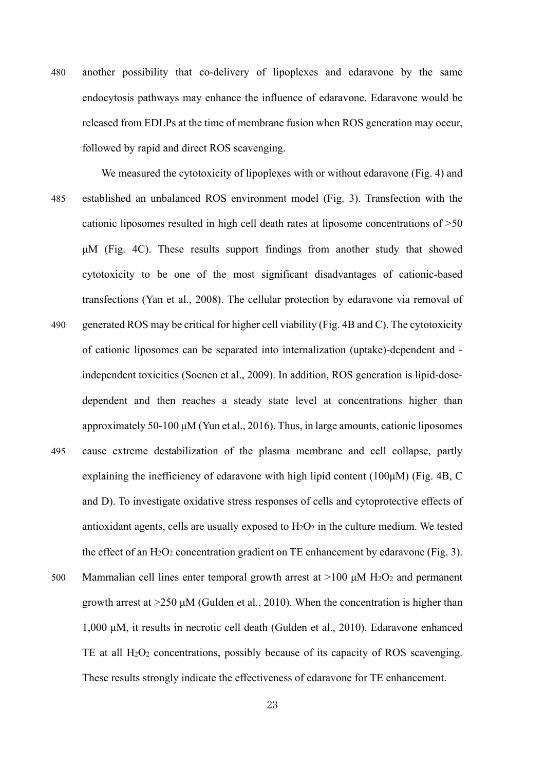another possibility that co-delivery of lipoplexes and edaravone by the same endocytosis pathways may enhance the influence of edaravone. Edaravone would be released from EDLPs at the time of membrane fusion when ROS generation may occur, followed by rapid and direct ROS scavenging.

We measured the cytotoxicity of lipoplexes with or without edaravone (Fig. 4) and established an unbalanced ROS environment model (Fig. 3). Transfection with the cationic liposomes resulted in high cell death rates at liposome concentrations of >50 μM (Fig. 4C). These results support findings from another study that showed cytotoxicity to be one of the most significant disadvantages of cationic-based transfections (Yan et al., 2008). The cellular protection by edaravone via removal of generated ROS may be critical for higher cell viability (Fig. 4B and C). The cytotoxicity of cationic liposomes can be separated into internalization (uptake)-dependent and -independent toxicities (Soenen et al., 2009). In addition, ROS generation is lipid-dose-dependent and then reaches a steady state level at concentrations higher than approximately 50-100 μM (Yun et al., 2016). Thus, in large amounts, cationic liposomes cause extreme destabilization of the plasma membrane and cell collapse, partly explaining the inefficiency of edaravone with high lipid content (100μM) (Fig. 4B, C and D). To investigate oxidative stress responses of cells and cytoprotective effects of antioxidant agents, cells are usually exposed to $H_2O_2$ in the culture medium. We tested the effect of an $H_2O_2$ concentration gradient on TE enhancement by edaravone (Fig. 3). Mammalian cell lines enter temporal growth arrest at >100 μM $H_2O_2$ and permanent growth arrest at >250 μM (Gulden et al., 2010). When the concentration is higher than 1,000 μM, it results in necrotic cell death (Gulden et al., 2010). Edaravone enhanced TE at all $H_2O_2$ concentrations, possibly because of its capacity of ROS scavenging. These results strongly indicate the effectiveness of edaravone for TE enhancement.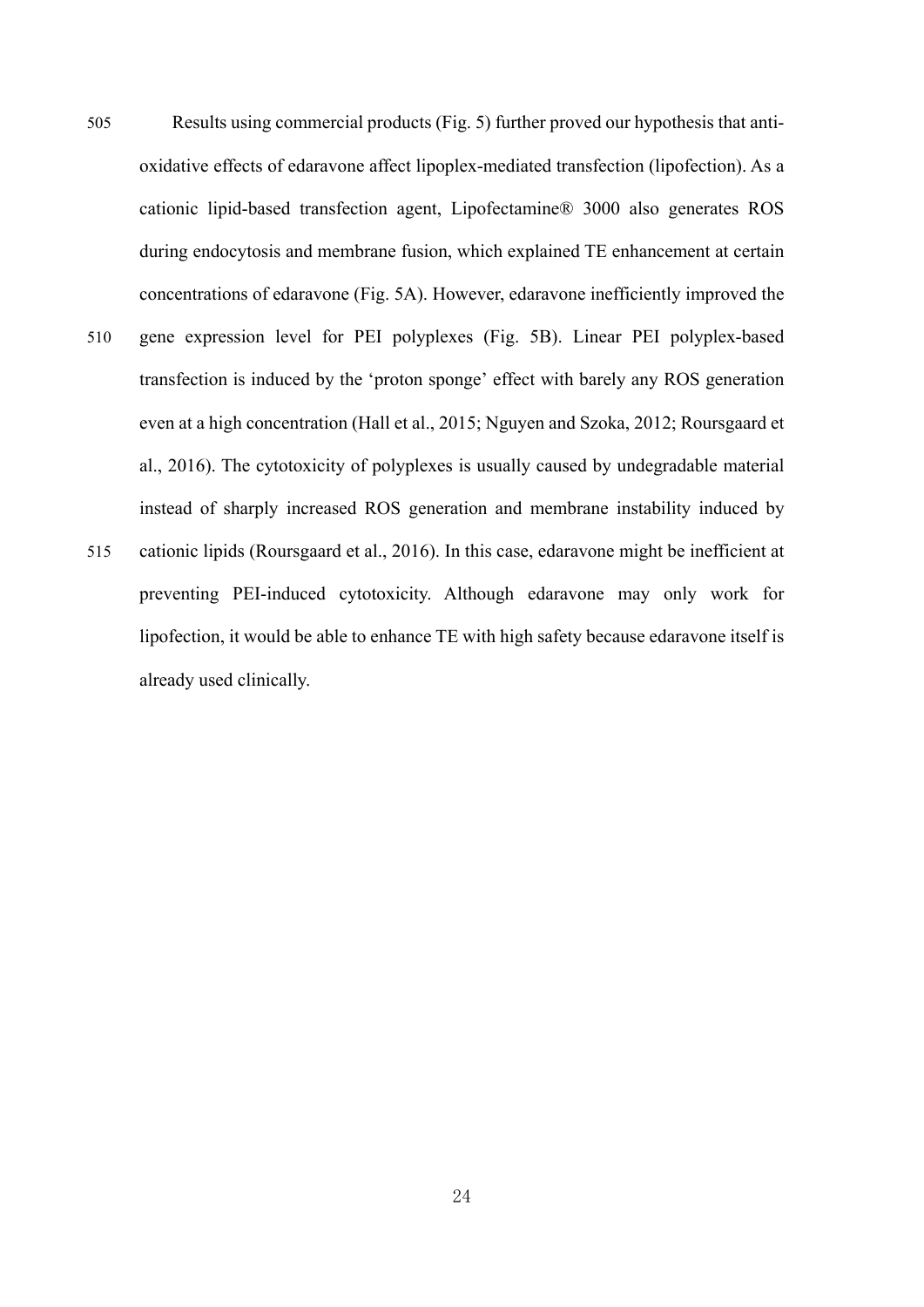Results using commercial products (Fig. 5) further proved our hypothesis that anti-oxidative effects of edaravone affect lipoplex-mediated transfection (lipofection). As a cationic lipid-based transfection agent, Lipofectamine® 3000 also generates ROS during endocytosis and membrane fusion, which explained TE enhancement at certain concentrations of edaravone (Fig. 5A). However, edaravone inefficiently improved the gene expression level for PEI polyplexes (Fig. 5B). Linear PEI polyplex-based transfection is induced by the 'proton sponge' effect with barely any ROS generation even at a high concentration (Hall et al., 2015; Nguyen and Szoka, 2012; Roursgaard et al., 2016). The cytotoxicity of polyplexes is usually caused by undegradable material instead of sharply increased ROS generation and membrane instability induced by cationic lipids (Roursgaard et al., 2016). In this case, edaravone might be inefficient at preventing PEI-induced cytotoxicity. Although edaravone may only work for lipofection, it would be able to enhance TE with high safety because edaravone itself is already used clinically.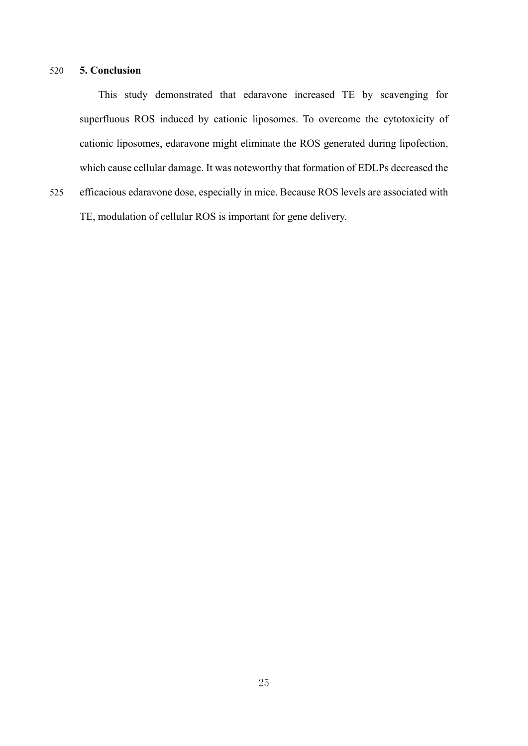## 5. Conclusion

This study demonstrated that edaravone increased TE by scavenging for superfluous ROS induced by cationic liposomes. To overcome the cytotoxicity of cationic liposomes, edaravone might eliminate the ROS generated during lipofection, which cause cellular damage. It was noteworthy that formation of EDLPs decreased the efficacious edaravone dose, especially in mice. Because ROS levels are associated with TE, modulation of cellular ROS is important for gene delivery.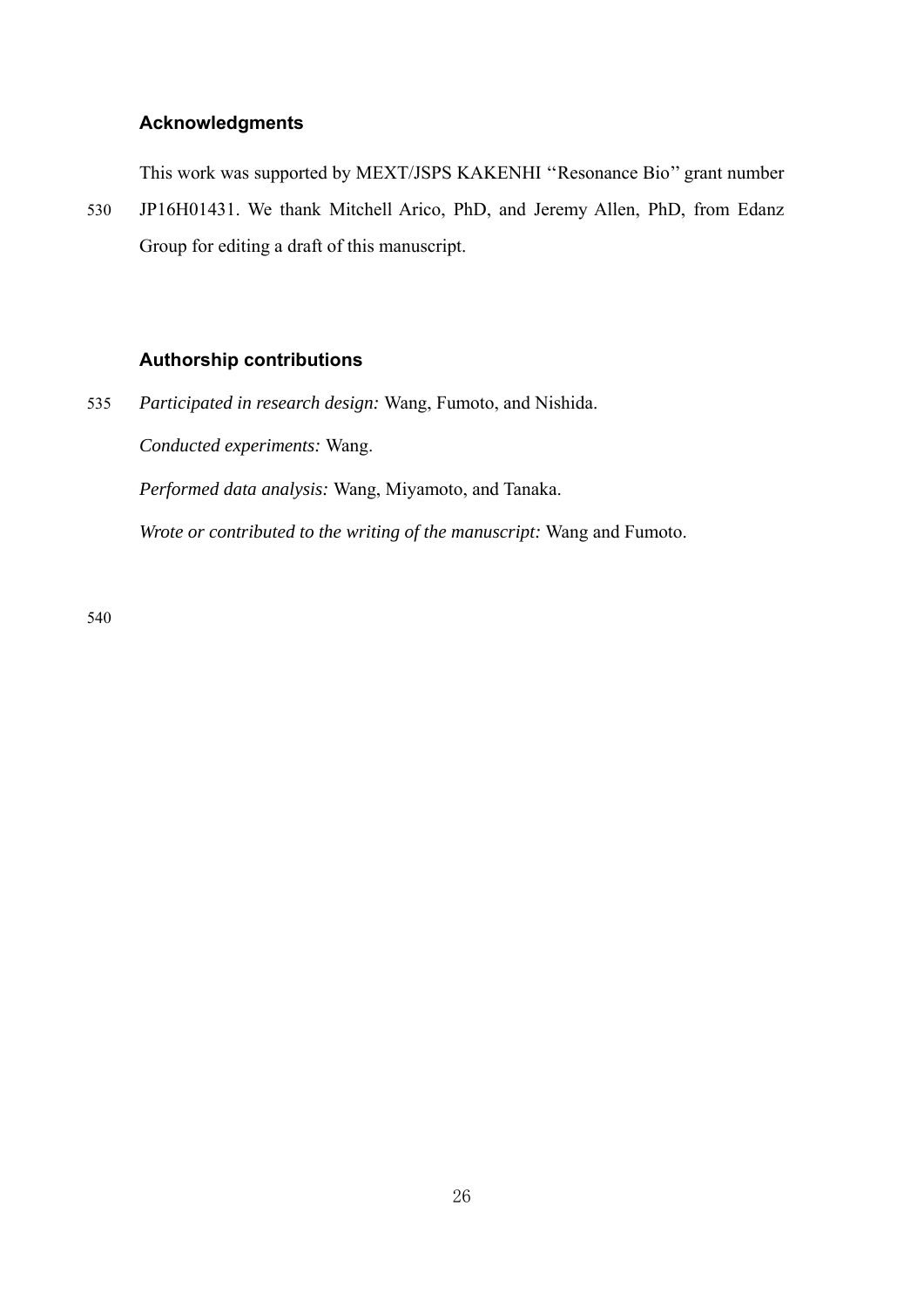## Acknowledgments

This work was supported by MEXT/JSPS KAKENHI ''Resonance Bio'' grant number JP16H01431. We thank Mitchell Arico, PhD, and Jeremy Allen, PhD, from Edanz Group for editing a draft of this manuscript.

## Authorship contributions

*Participated in research design:* Wang, Fumoto, and Nishida.

*Conducted experiments:* Wang.

*Performed data analysis:* Wang, Miyamoto, and Tanaka.

*Wrote or contributed to the writing of the manuscript:* Wang and Fumoto.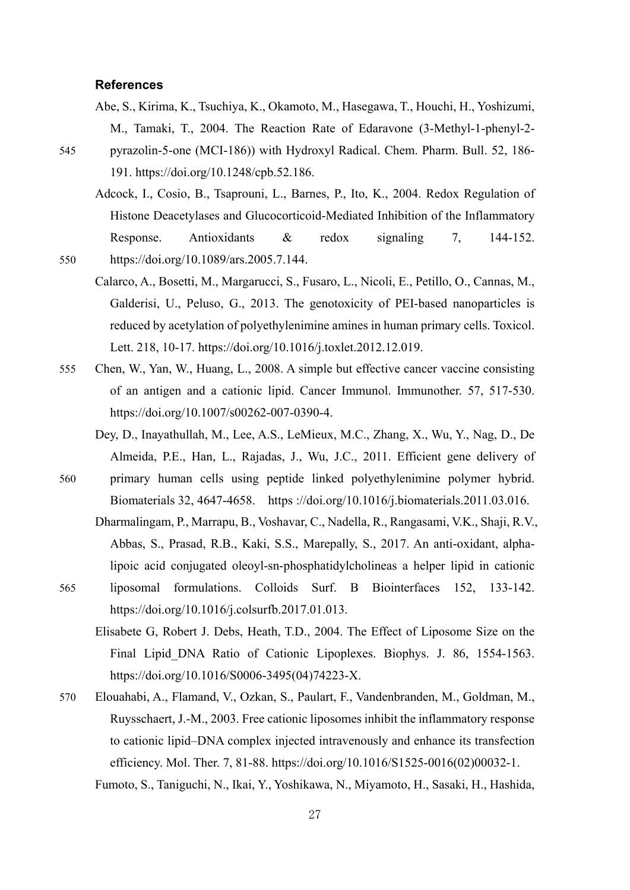### References

Abe, S., Kirima, K., Tsuchiya, K., Okamoto, M., Hasegawa, T., Houchi, H., Yoshizumi, M., Tamaki, T., 2004. The Reaction Rate of Edaravone (3-Methyl-1-phenyl-2-pyrazolin-5-one (MCI-186)) with Hydroxyl Radical. Chem. Pharm. Bull. 52, 186-191. https://doi.org/10.1248/cpb.52.186.

Adcock, I., Cosio, B., Tsaprouni, L., Barnes, P., Ito, K., 2004. Redox Regulation of Histone Deacetylases and Glucocorticoid-Mediated Inhibition of the Inflammatory Response. Antioxidants & redox signaling 7, 144-152. https://doi.org/10.1089/ars.2005.7.144.

Calarco, A., Bosetti, M., Margarucci, S., Fusaro, L., Nicoli, E., Petillo, O., Cannas, M., Galderisi, U., Peluso, G., 2013. The genotoxicity of PEI-based nanoparticles is reduced by acetylation of polyethylenimine amines in human primary cells. Toxicol. Lett. 218, 10-17. https://doi.org/10.1016/j.toxlet.2012.12.019.

Chen, W., Yan, W., Huang, L., 2008. A simple but effective cancer vaccine consisting of an antigen and a cationic lipid. Cancer Immunol. Immunother. 57, 517-530. https://doi.org/10.1007/s00262-007-0390-4.

Dey, D., Inayathullah, M., Lee, A.S., LeMieux, M.C., Zhang, X., Wu, Y., Nag, D., De Almeida, P.E., Han, L., Rajadas, J., Wu, J.C., 2011. Efficient gene delivery of primary human cells using peptide linked polyethylenimine polymer hybrid. Biomaterials 32, 4647-4658. https ://doi.org/10.1016/j.biomaterials.2011.03.016.

Dharmalingam, P., Marrapu, B., Voshavar, C., Nadella, R., Rangasami, V.K., Shaji, R.V., Abbas, S., Prasad, R.B., Kaki, S.S., Marepally, S., 2017. An anti-oxidant, alpha-lipoic acid conjugated oleoyl-sn-phosphatidylcholineas a helper lipid in cationic liposomal formulations. Colloids Surf. B Biointerfaces 152, 133-142. https://doi.org/10.1016/j.colsurfb.2017.01.013.

Elisabete G, Robert J. Debs, Heath, T.D., 2004. The Effect of Liposome Size on the Final Lipid_DNA Ratio of Cationic Lipoplexes. Biophys. J. 86, 1554-1563. https://doi.org/10.1016/S0006-3495(04)74223-X.

Elouahabi, A., Flamand, V., Ozkan, S., Paulart, F., Vandenbranden, M., Goldman, M., Ruysschaert, J.-M., 2003. Free cationic liposomes inhibit the inflammatory response to cationic lipid–DNA complex injected intravenously and enhance its transfection efficiency. Mol. Ther. 7, 81-88. https://doi.org/10.1016/S1525-0016(02)00032-1.

Fumoto, S., Taniguchi, N., Ikai, Y., Yoshikawa, N., Miyamoto, H., Sasaki, H., Hashida,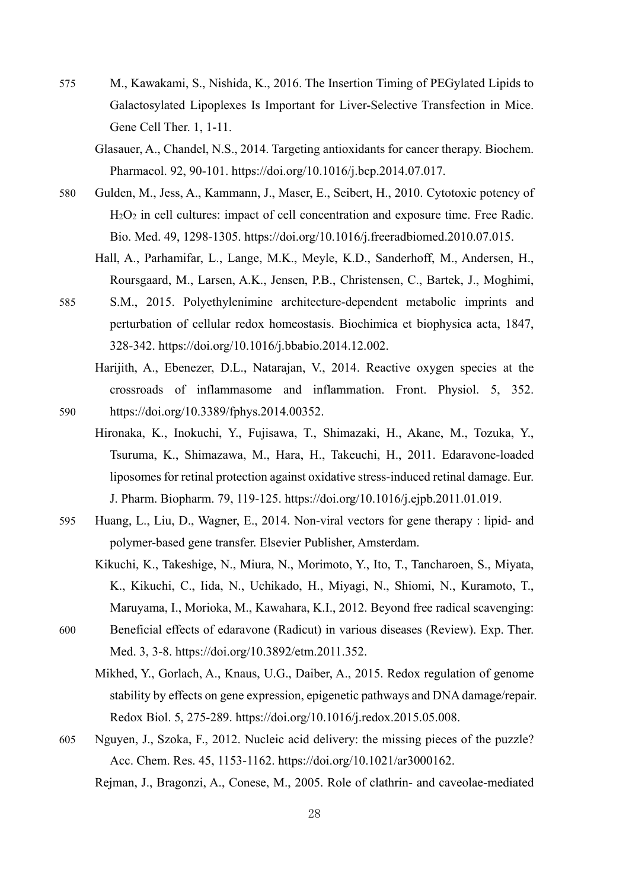M., Kawakami, S., Nishida, K., 2016. The Insertion Timing of PEGylated Lipids to Galactosylated Lipoplexes Is Important for Liver-Selective Transfection in Mice. Gene Cell Ther. 1, 1-11.

Glasauer, A., Chandel, N.S., 2014. Targeting antioxidants for cancer therapy. Biochem. Pharmacol. 92, 90-101. https://doi.org/10.1016/j.bcp.2014.07.017.

Gulden, M., Jess, A., Kammann, J., Maser, E., Seibert, H., 2010. Cytotoxic potency of $H_2O_2$ in cell cultures: impact of cell concentration and exposure time. Free Radic. Bio. Med. 49, 1298-1305. https://doi.org/10.1016/j.freeradbiomed.2010.07.015.

Hall, A., Parhamifar, L., Lange, M.K., Meyle, K.D., Sanderhoff, M., Andersen, H., Roursgaard, M., Larsen, A.K., Jensen, P.B., Christensen, C., Bartek, J., Moghimi, S.M., 2015. Polyethylenimine architecture-dependent metabolic imprints and perturbation of cellular redox homeostasis. Biochimica et biophysica acta, 1847, 328-342. https://doi.org/10.1016/j.bbabio.2014.12.002.

Harijith, A., Ebenezer, D.L., Natarajan, V., 2014. Reactive oxygen species at the crossroads of inflammasome and inflammation. Front. Physiol. 5, 352. https://doi.org/10.3389/fphys.2014.00352.

Hironaka, K., Inokuchi, Y., Fujisawa, T., Shimazaki, H., Akane, M., Tozuka, Y., Tsuruma, K., Shimazawa, M., Hara, H., Takeuchi, H., 2011. Edaravone-loaded liposomes for retinal protection against oxidative stress-induced retinal damage. Eur. J. Pharm. Biopharm. 79, 119-125. https://doi.org/10.1016/j.ejpb.2011.01.019.

Huang, L., Liu, D., Wagner, E., 2014. Non-viral vectors for gene therapy : lipid- and polymer-based gene transfer. Elsevier Publisher, Amsterdam.

Kikuchi, K., Takeshige, N., Miura, N., Morimoto, Y., Ito, T., Tancharoen, S., Miyata, K., Kikuchi, C., Iida, N., Uchikado, H., Miyagi, N., Shiomi, N., Kuramoto, T., Maruyama, I., Morioka, M., Kawahara, K.I., 2012. Beyond free radical scavenging: Beneficial effects of edaravone (Radicut) in various diseases (Review). Exp. Ther. Med. 3, 3-8. https://doi.org/10.3892/etm.2011.352.

Mikhed, Y., Gorlach, A., Knaus, U.G., Daiber, A., 2015. Redox regulation of genome stability by effects on gene expression, epigenetic pathways and DNA damage/repair. Redox Biol. 5, 275-289. https://doi.org/10.1016/j.redox.2015.05.008.

Nguyen, J., Szoka, F., 2012. Nucleic acid delivery: the missing pieces of the puzzle? Acc. Chem. Res. 45, 1153-1162. https://doi.org/10.1021/ar3000162.

Rejman, J., Bragonzi, A., Conese, M., 2005. Role of clathrin- and caveolae-mediated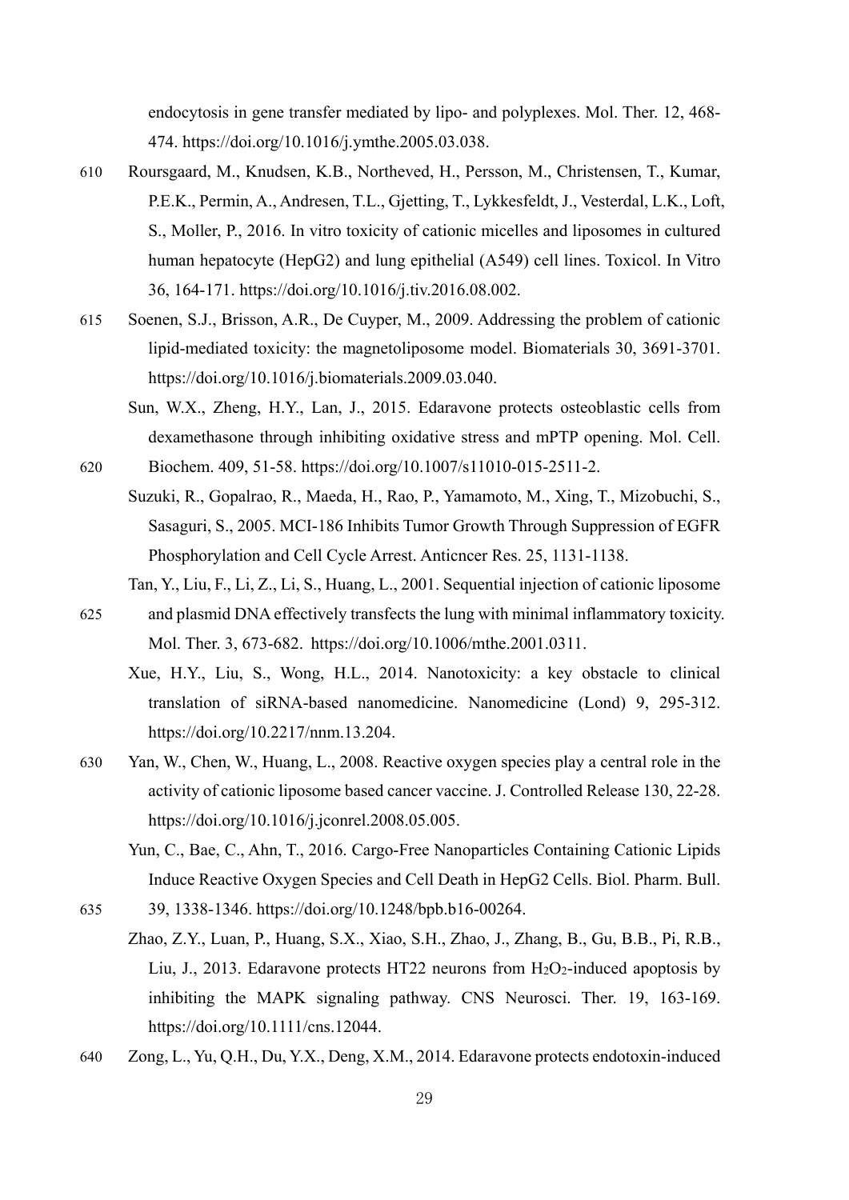endocytosis in gene transfer mediated by lipo- and polyplexes. Mol. Ther. 12, 468-474. https://doi.org/10.1016/j.ymthe.2005.03.038.

Roursgaard, M., Knudsen, K.B., Northeved, H., Persson, M., Christensen, T., Kumar, P.E.K., Permin, A., Andresen, T.L., Gjetting, T., Lykkesfeldt, J., Vesterdal, L.K., Loft, S., Moller, P., 2016. In vitro toxicity of cationic micelles and liposomes in cultured human hepatocyte (HepG2) and lung epithelial (A549) cell lines. Toxicol. In Vitro 36, 164-171. https://doi.org/10.1016/j.tiv.2016.08.002.

Soenen, S.J., Brisson, A.R., De Cuyper, M., 2009. Addressing the problem of cationic lipid-mediated toxicity: the magnetoliposome model. Biomaterials 30, 3691-3701. https://doi.org/10.1016/j.biomaterials.2009.03.040.

Sun, W.X., Zheng, H.Y., Lan, J., 2015. Edaravone protects osteoblastic cells from dexamethasone through inhibiting oxidative stress and mPTP opening. Mol. Cell. Biochem. 409, 51-58. https://doi.org/10.1007/s11010-015-2511-2.

Suzuki, R., Gopalrao, R., Maeda, H., Rao, P., Yamamoto, M., Xing, T., Mizobuchi, S., Sasaguri, S., 2005. MCI-186 Inhibits Tumor Growth Through Suppression of EGFR Phosphorylation and Cell Cycle Arrest. Anticncer Res. 25, 1131-1138.

Tan, Y., Liu, F., Li, Z., Li, S., Huang, L., 2001. Sequential injection of cationic liposome and plasmid DNA effectively transfects the lung with minimal inflammatory toxicity. Mol. Ther. 3, 673-682. https://doi.org/10.1006/mthe.2001.0311.

Xue, H.Y., Liu, S., Wong, H.L., 2014. Nanotoxicity: a key obstacle to clinical translation of siRNA-based nanomedicine. Nanomedicine (Lond) 9, 295-312. https://doi.org/10.2217/nnm.13.204.

Yan, W., Chen, W., Huang, L., 2008. Reactive oxygen species play a central role in the activity of cationic liposome based cancer vaccine. J. Controlled Release 130, 22-28. https://doi.org/10.1016/j.jconrel.2008.05.005.

Yun, C., Bae, C., Ahn, T., 2016. Cargo-Free Nanoparticles Containing Cationic Lipids Induce Reactive Oxygen Species and Cell Death in HepG2 Cells. Biol. Pharm. Bull. 39, 1338-1346. https://doi.org/10.1248/bpb.b16-00264.

Zhao, Z.Y., Luan, P., Huang, S.X., Xiao, S.H., Zhao, J., Zhang, B., Gu, B.B., Pi, R.B., Liu, J., 2013. Edaravone protects HT22 neurons from $H_2O_2$-induced apoptosis by inhibiting the MAPK signaling pathway. CNS Neurosci. Ther. 19, 163-169. https://doi.org/10.1111/cns.12044.

Zong, L., Yu, Q.H., Du, Y.X., Deng, X.M., 2014. Edaravone protects endotoxin-induced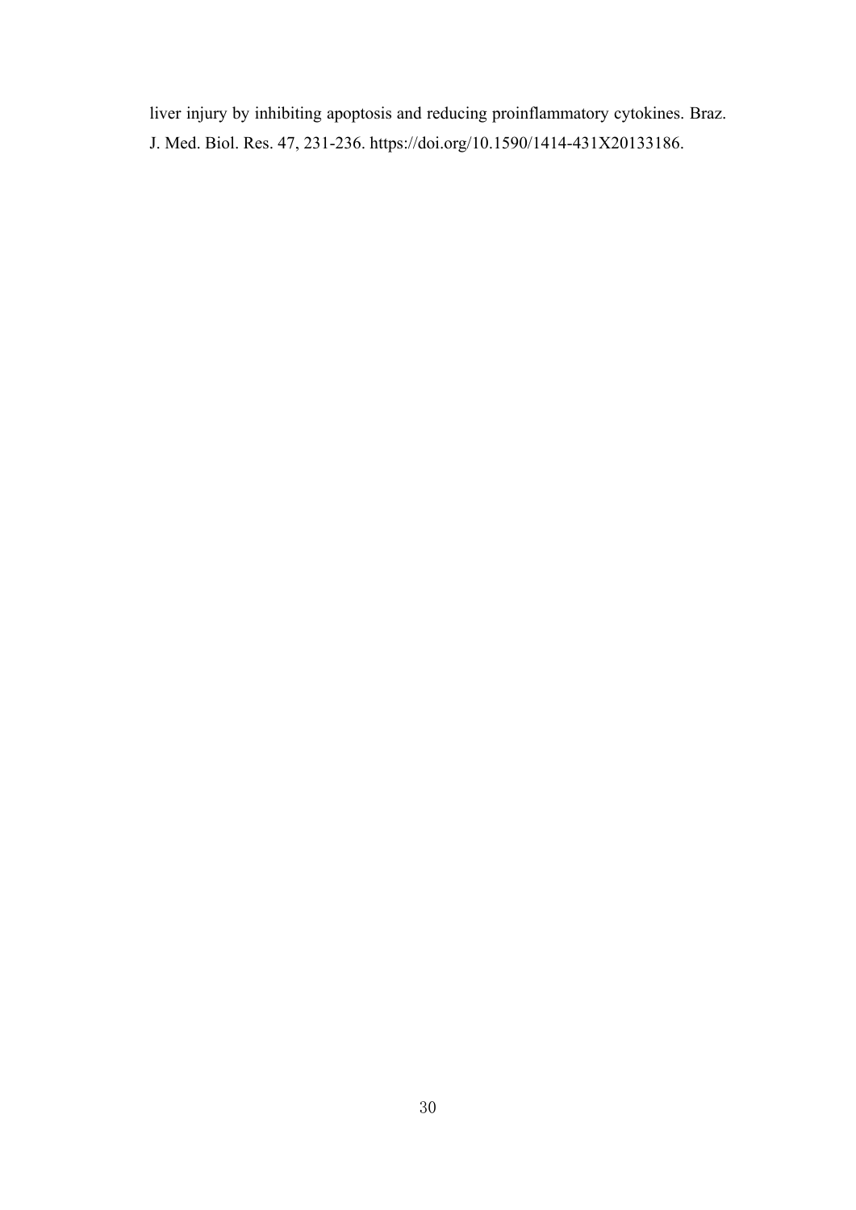liver injury by inhibiting apoptosis and reducing proinflammatory cytokines. Braz. J. Med. Biol. Res. 47, 231-236. https://doi.org/10.1590/1414-431X20133186.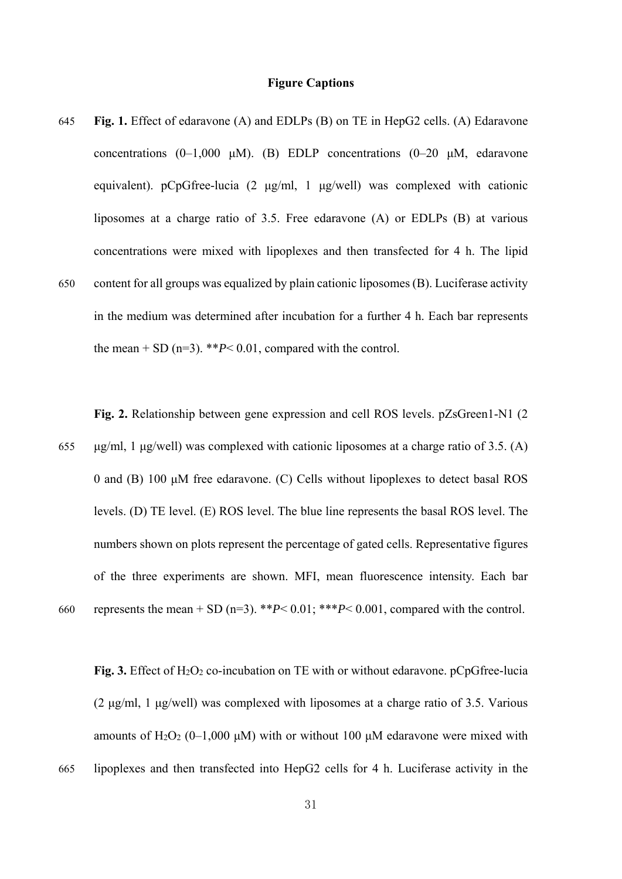# Figure Captions

**Fig. 1.** Effect of edaravone (A) and EDLPs (B) on TE in HepG2 cells. (A) Edaravone concentrations (0–1,000 μM). (B) EDLP concentrations (0–20 μM, edaravone equivalent). pCpGfree-lucia (2 μg/ml, 1 μg/well) was complexed with cationic liposomes at a charge ratio of 3.5. Free edaravone (A) or EDLPs (B) at various concentrations were mixed with lipoplexes and then transfected for 4 h. The lipid content for all groups was equalized by plain cationic liposomes (B). Luciferase activity in the medium was determined after incubation for a further 4 h. Each bar represents the mean + SD (n=3). \*\**P*< 0.01, compared with the control.

**Fig. 2.** Relationship between gene expression and cell ROS levels. pZsGreen1-N1 (2 μg/ml, 1 μg/well) was complexed with cationic liposomes at a charge ratio of 3.5. (A) 0 and (B) 100 μM free edaravone. (C) Cells without lipoplexes to detect basal ROS levels. (D) TE level. (E) ROS level. The blue line represents the basal ROS level. The numbers shown on plots represent the percentage of gated cells. Representative figures of the three experiments are shown. MFI, mean fluorescence intensity. Each bar represents the mean + SD (n=3). \*\**P*< 0.01; \*\*\**P*< 0.001, compared with the control.

**Fig. 3.** Effect of $H_2O_2$ co-incubation on TE with or without edaravone. pCpGfree-lucia (2 μg/ml, 1 μg/well) was complexed with liposomes at a charge ratio of 3.5. Various amounts of $H_2O_2$ (0–1,000 μM) with or without 100 μM edaravone were mixed with lipoplexes and then transfected into HepG2 cells for 4 h. Luciferase activity in the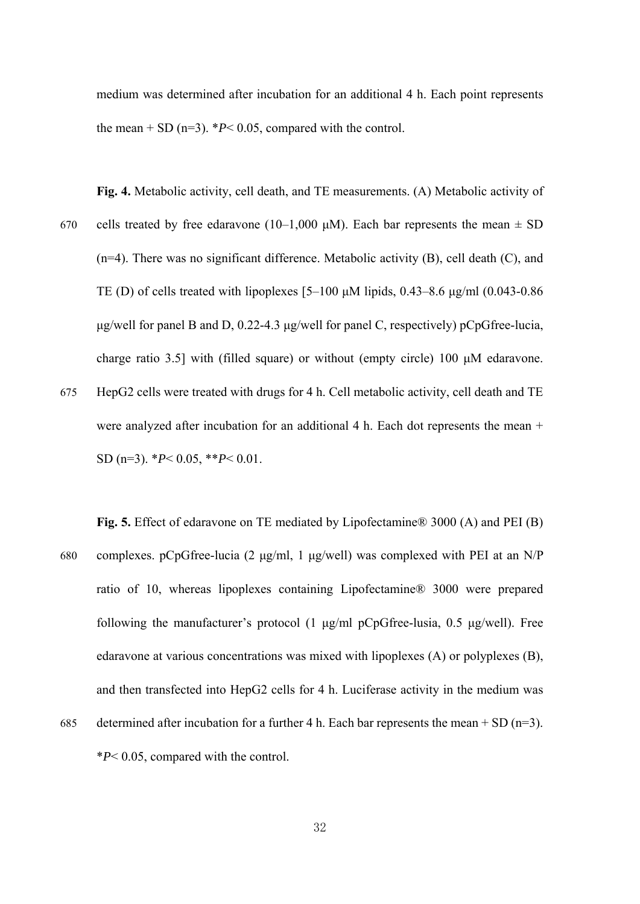medium was determined after incubation for an additional 4 h. Each point represents the mean + SD (n=3). *P< 0.05, compared with the control.

**Fig. 4.** Metabolic activity, cell death, and TE measurements. (A) Metabolic activity of cells treated by free edaravone (10–1,000 μM). Each bar represents the mean ± SD (n=4). There was no significant difference. Metabolic activity (B), cell death (C), and TE (D) of cells treated with lipoplexes [5–100 μM lipids, 0.43–8.6 μg/ml (0.043-0.86 μg/well for panel B and D, 0.22-4.3 μg/well for panel C, respectively) pCpGfree-lucia, charge ratio 3.5] with (filled square) or without (empty circle) 100 μM edaravone. HepG2 cells were treated with drugs for 4 h. Cell metabolic activity, cell death and TE were analyzed after incubation for an additional 4 h. Each dot represents the mean + SD (n=3). *P< 0.05, **P< 0.01.

**Fig. 5.** Effect of edaravone on TE mediated by Lipofectamine® 3000 (A) and PEI (B) complexes. pCpGfree-lucia (2 μg/ml, 1 μg/well) was complexed with PEI at an N/P ratio of 10, whereas lipoplexes containing Lipofectamine® 3000 were prepared following the manufacturer's protocol (1 μg/ml pCpGfree-lusia, 0.5 μg/well). Free edaravone at various concentrations was mixed with lipoplexes (A) or polyplexes (B), and then transfected into HepG2 cells for 4 h. Luciferase activity in the medium was determined after incubation for a further 4 h. Each bar represents the mean + SD (n=3). *P< 0.05, compared with the control.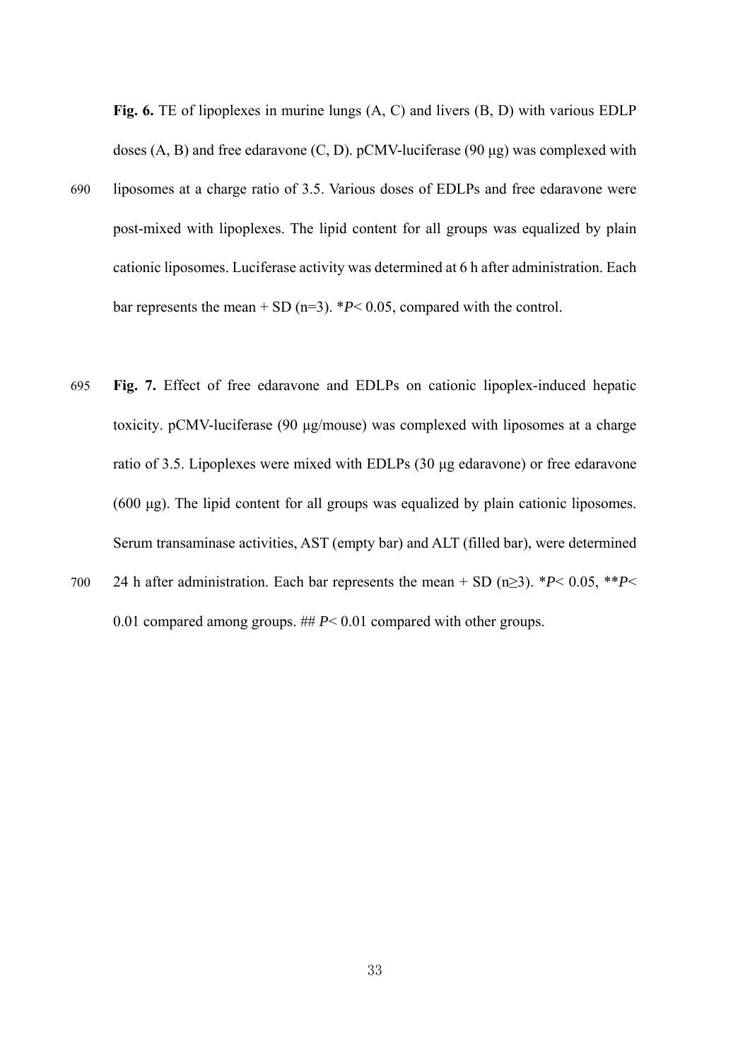**Fig. 6.** TE of lipoplexes in murine lungs (A, C) and livers (B, D) with various EDLP doses (A, B) and free edaravone (C, D). pCMV-luciferase (90 μg) was complexed with liposomes at a charge ratio of 3.5. Various doses of EDLPs and free edaravone were post-mixed with lipoplexes. The lipid content for all groups was equalized by plain cationic liposomes. Luciferase activity was determined at 6 h after administration. Each bar represents the mean + SD (n=3). \**P*< 0.05, compared with the control.

**Fig. 7.** Effect of free edaravone and EDLPs on cationic lipoplex-induced hepatic toxicity. pCMV-luciferase (90 μg/mouse) was complexed with liposomes at a charge ratio of 3.5. Lipoplexes were mixed with EDLPs (30 μg edaravone) or free edaravone (600 μg). The lipid content for all groups was equalized by plain cationic liposomes. Serum transaminase activities, AST (empty bar) and ALT (filled bar), were determined 24 h after administration. Each bar represents the mean + SD (n≥3). \**P*< 0.05, \*\**P*< 0.01 compared among groups. ## *P*< 0.01 compared with other groups.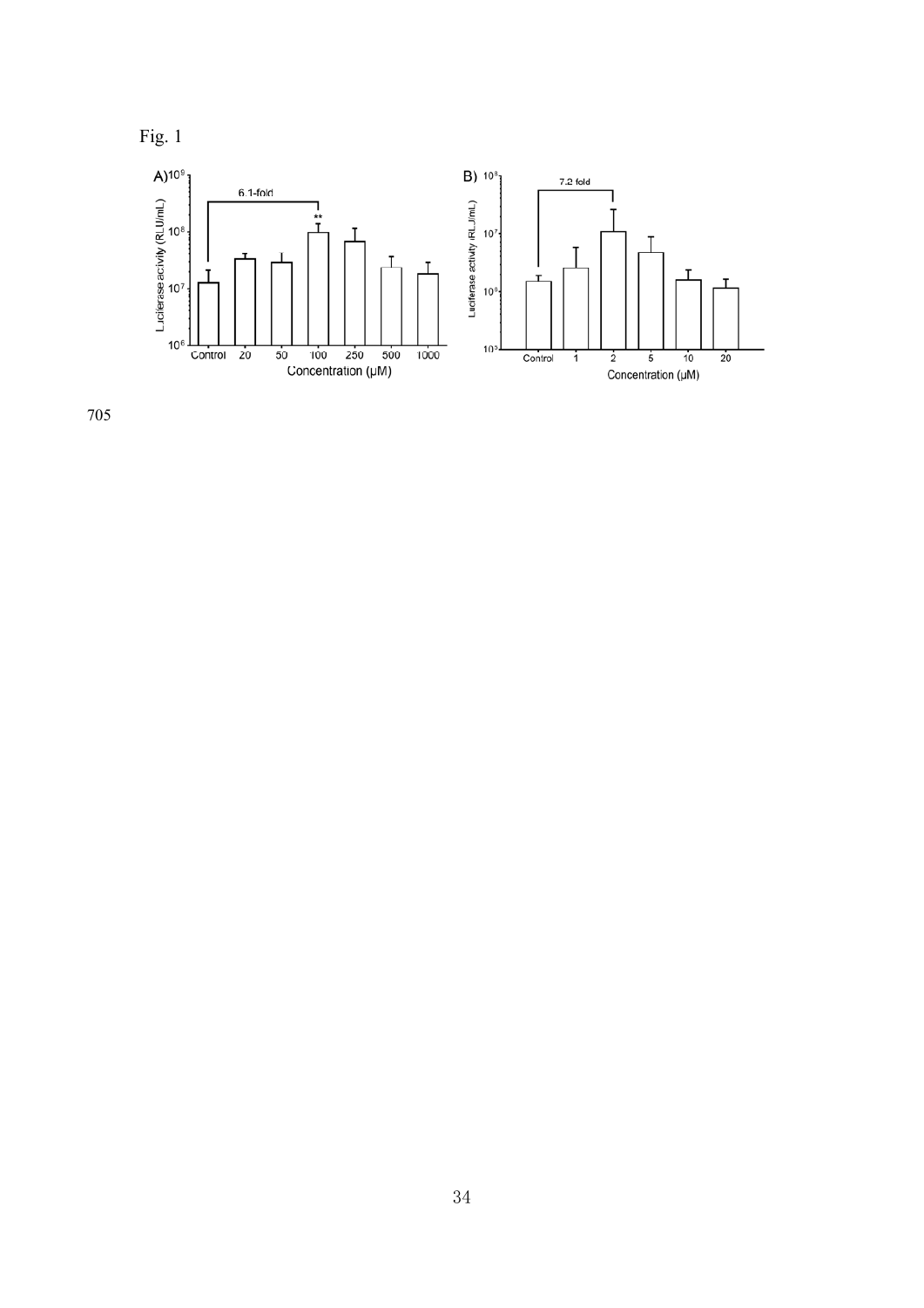Fig. 1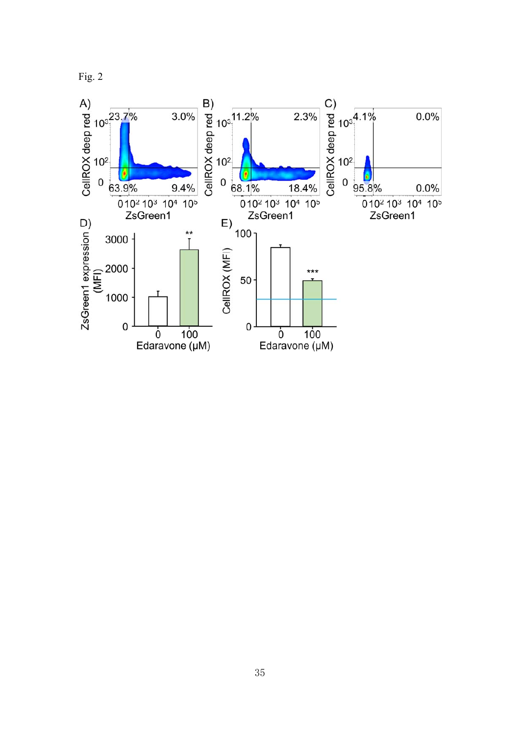Fig. 2

A)

| | |
|---|---|
| 23.7% | 3.0% |
| 63.9% | 9.4% |

CellROX deep red vs. ZsGreen1 (0, $10^2$, $10^3$, $10^4$, $10^5$)

B)

| | |
|---|---|
| 11.2% | 2.3% |
| 68.1% | 18.4% |

CellROX deep red vs. ZsGreen1 (0, $10^2$, $10^3$, $10^4$, $10^5$)

C)

| | |
|---|---|
| 4.1% | 0.0% |
| 95.8% | 0.0% |

CellROX deep red vs. ZsGreen1 (0, $10^2$, $10^3$, $10^4$, $10^5$)

D) ZsGreen1 expression (MFI) vs. Edaravone (μM): 0, 100 (**)

E) CellROX (MFI) vs. Edaravone (μM): 0, 100 (***)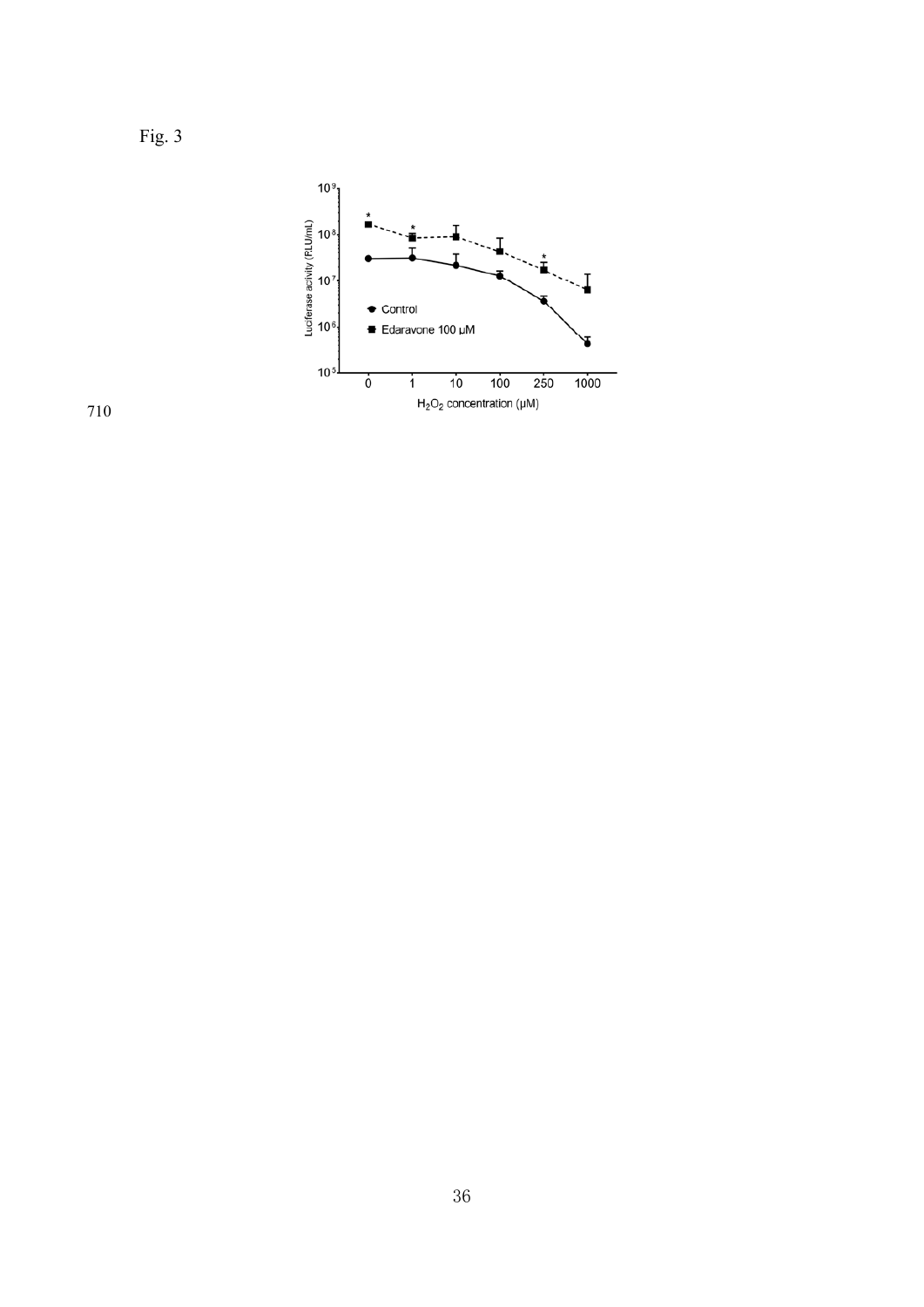Fig. 3

710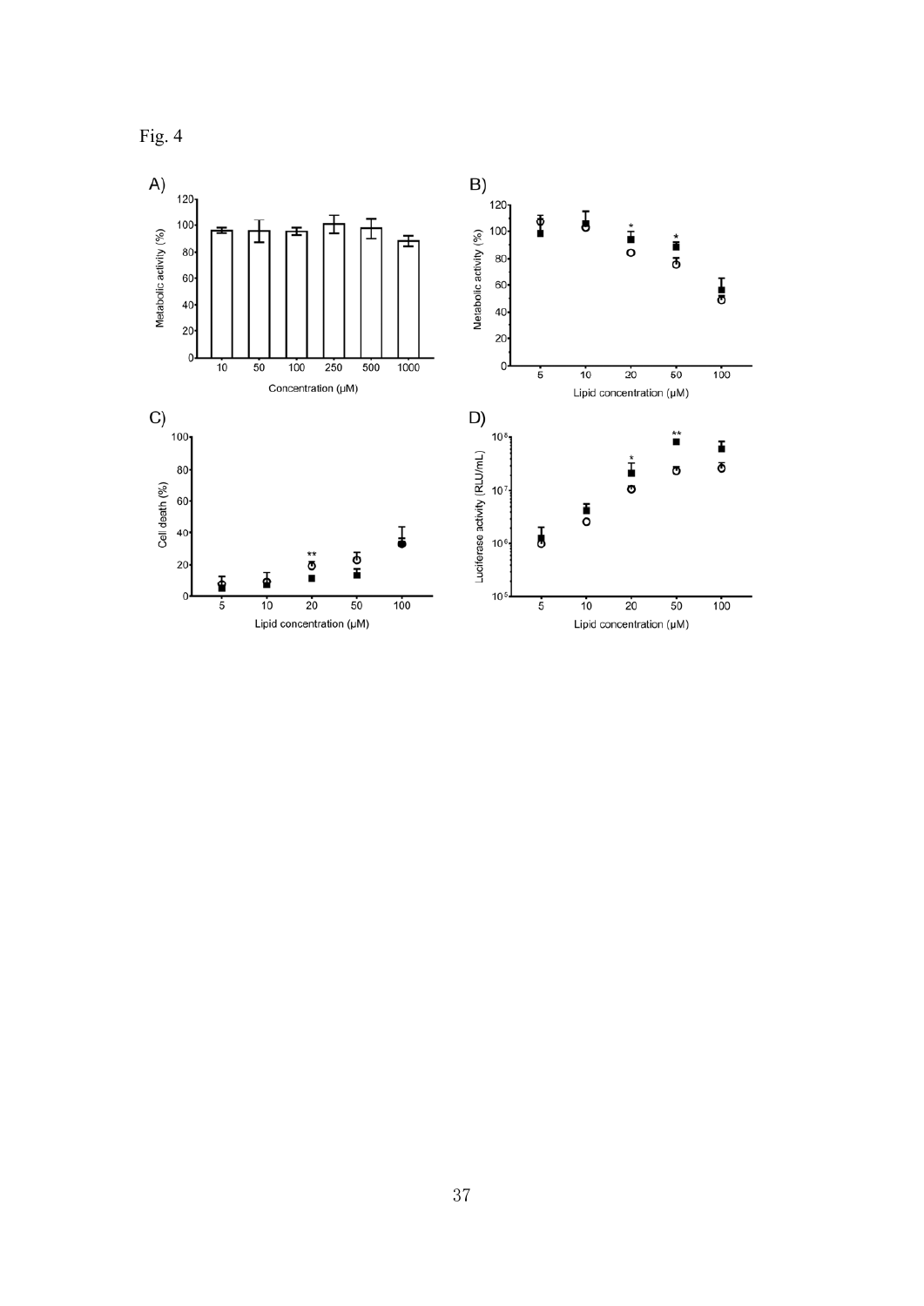Fig. 4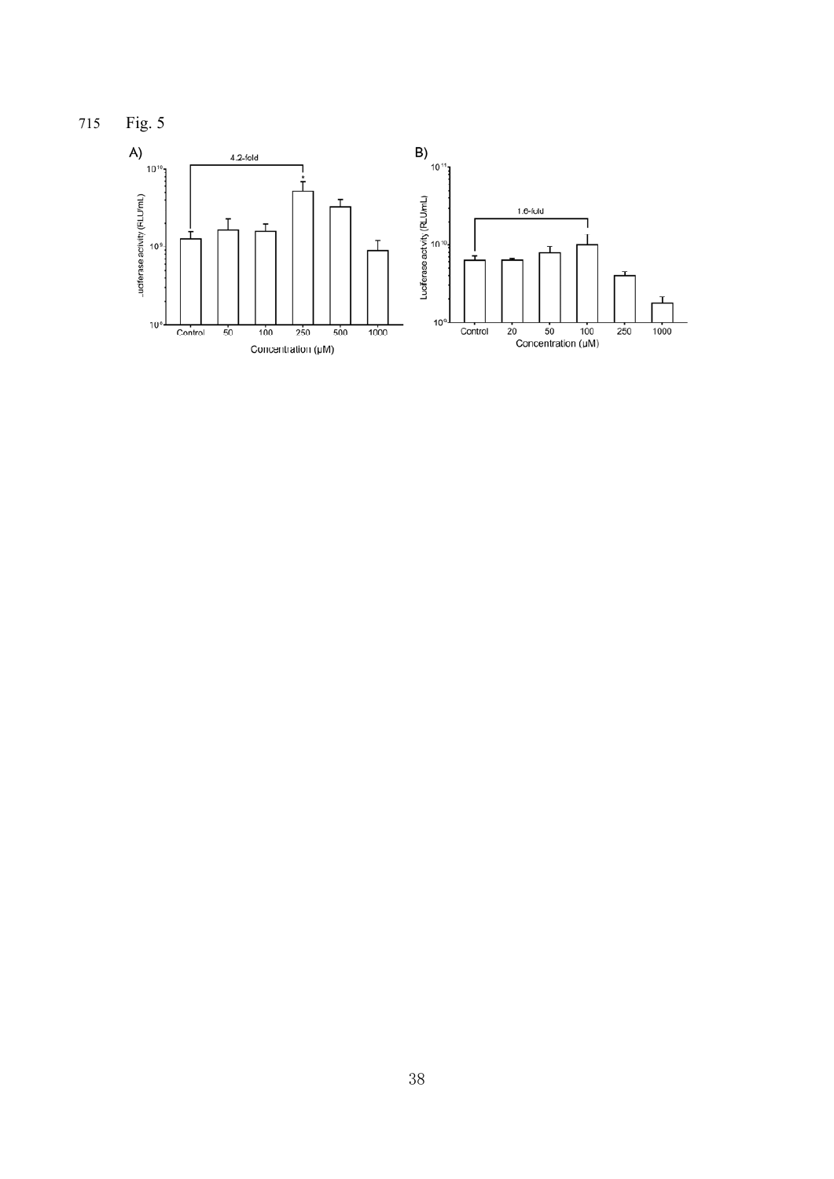Fig. 5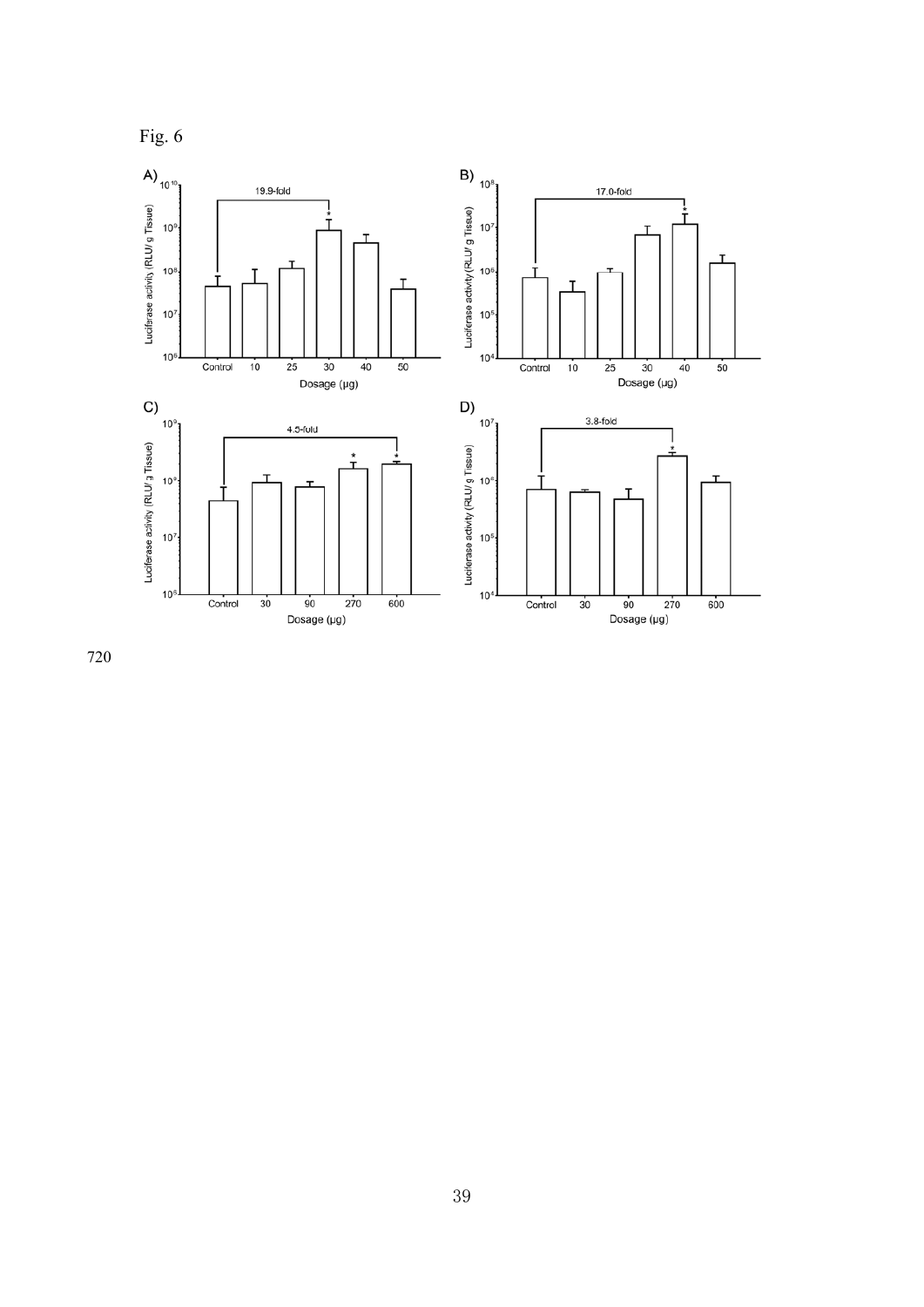Fig. 6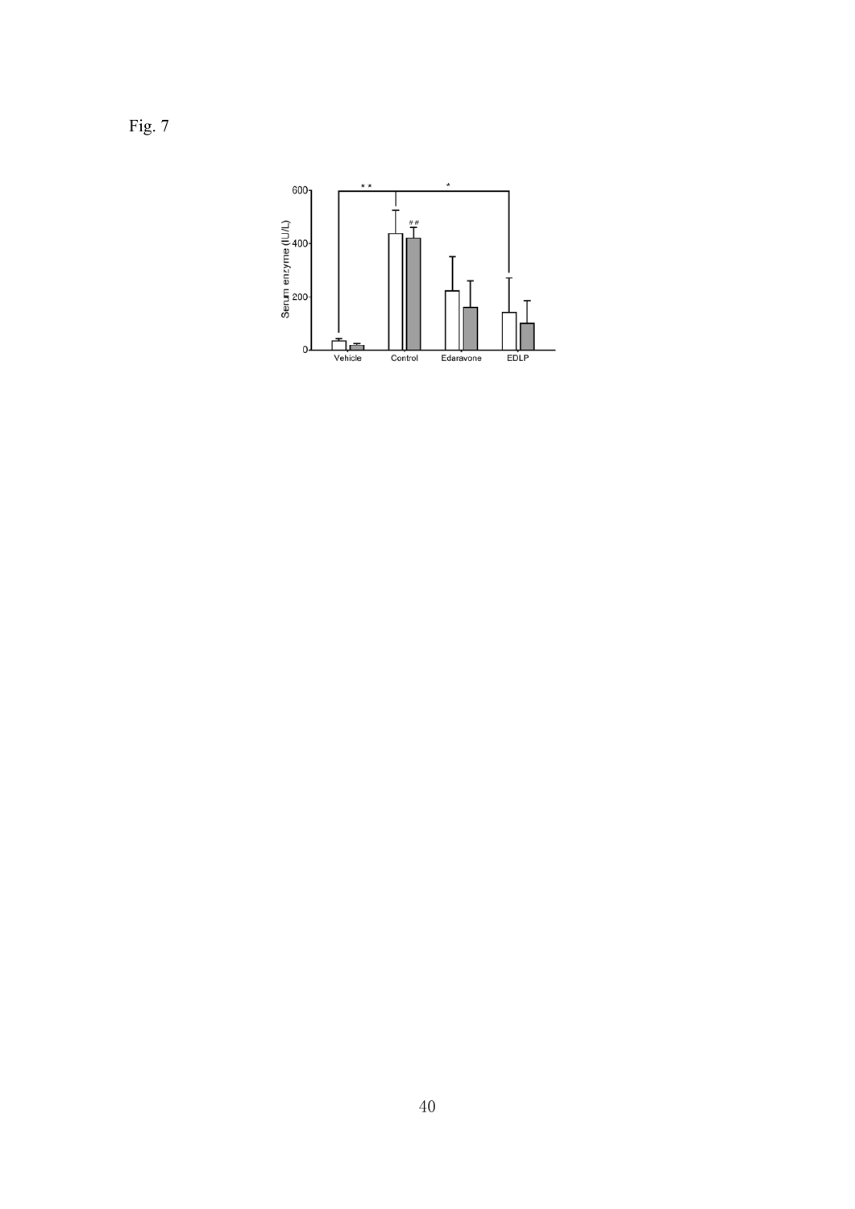Fig. 7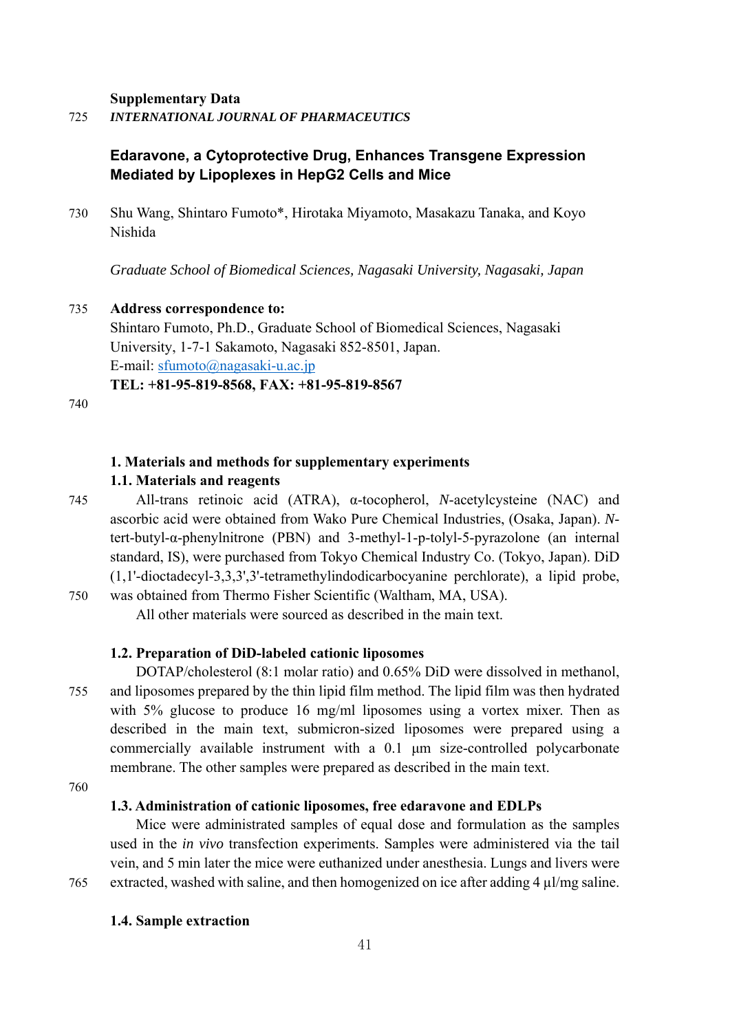**Supplementary Data**

***INTERNATIONAL JOURNAL OF PHARMACEUTICS***

# Edaravone, a Cytoprotective Drug, Enhances Transgene Expression Mediated by Lipoplexes in HepG2 Cells and Mice

Shu Wang, Shintaro Fumoto*, Hirotaka Miyamoto, Masakazu Tanaka, and Koyo Nishida

*Graduate School of Biomedical Sciences, Nagasaki University, Nagasaki, Japan*

**Address correspondence to:**
Shintaro Fumoto, Ph.D., Graduate School of Biomedical Sciences, Nagasaki University, 1-7-1 Sakamoto, Nagasaki 852-8501, Japan.
E-mail: sfumoto@nagasaki-u.ac.jp
**TEL: +81-95-819-8568, FAX: +81-95-819-8567**

## 1. Materials and methods for supplementary experiments

### 1.1. Materials and reagents

All-trans retinoic acid (ATRA), α-tocopherol, *N*-acetylcysteine (NAC) and ascorbic acid were obtained from Wako Pure Chemical Industries, (Osaka, Japan). *N*-tert-butyl-α-phenylnitrone (PBN) and 3-methyl-1-p-tolyl-5-pyrazolone (an internal standard, IS), were purchased from Tokyo Chemical Industry Co. (Tokyo, Japan). DiD (1,1'-dioctadecyl-3,3,3',3'-tetramethylindodicarbocyanine perchlorate), a lipid probe, was obtained from Thermo Fisher Scientific (Waltham, MA, USA).

All other materials were sourced as described in the main text.

### 1.2. Preparation of DiD-labeled cationic liposomes

DOTAP/cholesterol (8:1 molar ratio) and 0.65% DiD were dissolved in methanol, and liposomes prepared by the thin lipid film method. The lipid film was then hydrated with 5% glucose to produce 16 mg/ml liposomes using a vortex mixer. Then as described in the main text, submicron-sized liposomes were prepared using a commercially available instrument with a 0.1 μm size-controlled polycarbonate membrane. The other samples were prepared as described in the main text.

### 1.3. Administration of cationic liposomes, free edaravone and EDLPs

Mice were administrated samples of equal dose and formulation as the samples used in the *in vivo* transfection experiments. Samples were administered via the tail vein, and 5 min later the mice were euthanized under anesthesia. Lungs and livers were extracted, washed with saline, and then homogenized on ice after adding 4 μl/mg saline.

### 1.4. Sample extraction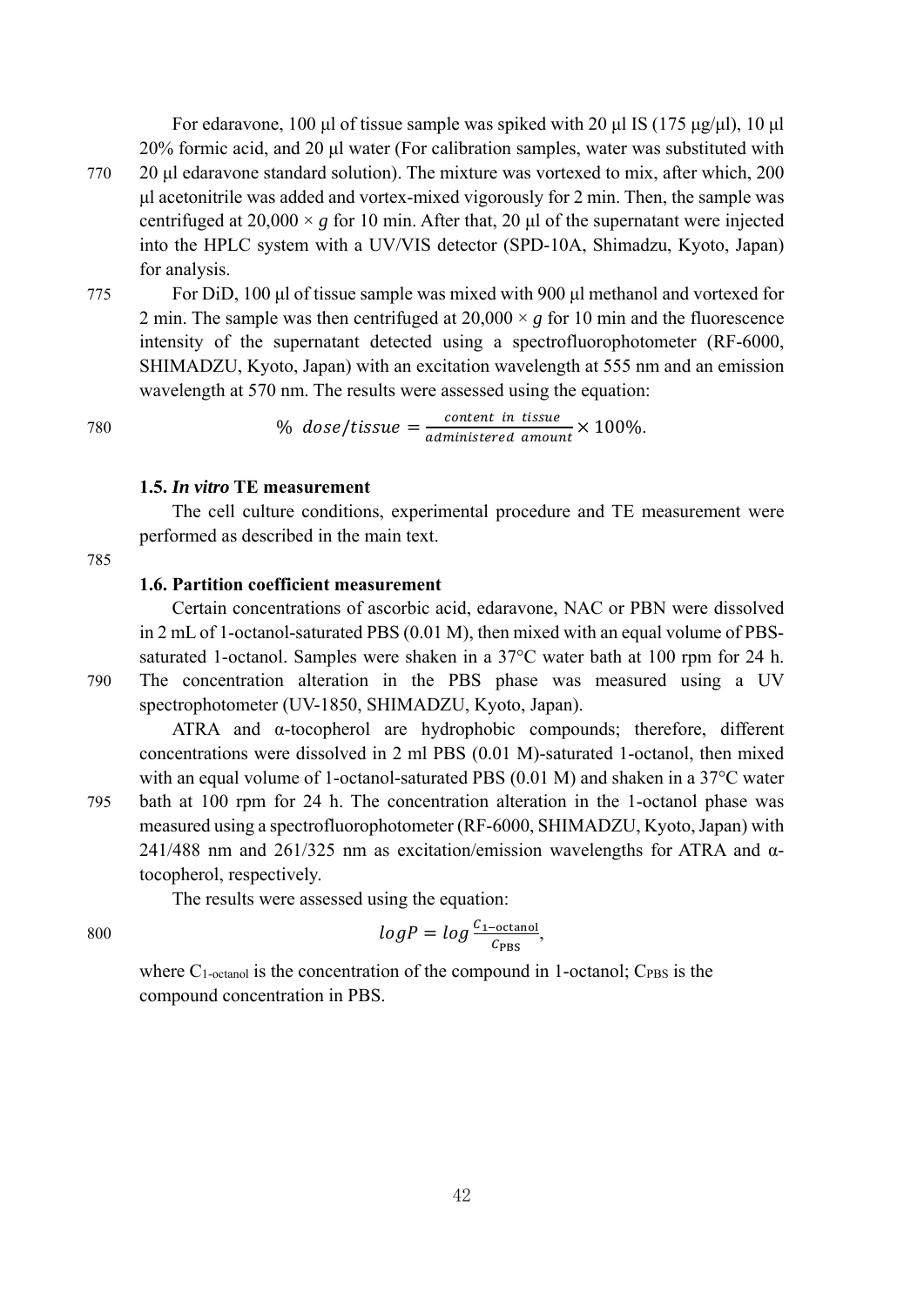For edaravone, 100 µl of tissue sample was spiked with 20 µl IS (175 µg/µl), 10 µl 20% formic acid, and 20 µl water (For calibration samples, water was substituted with 20 µl edaravone standard solution). The mixture was vortexed to mix, after which, 200 µl acetonitrile was added and vortex-mixed vigorously for 2 min. Then, the sample was centrifuged at 20,000 × *g* for 10 min. After that, 20 µl of the supernatant were injected into the HPLC system with a UV/VIS detector (SPD-10A, Shimadzu, Kyoto, Japan) for analysis.

For DiD, 100 µl of tissue sample was mixed with 900 µl methanol and vortexed for 2 min. The sample was then centrifuged at 20,000 × *g* for 10 min and the fluorescence intensity of the supernatant detected using a spectrofluorophotometer (RF-6000, SHIMADZU, Kyoto, Japan) with an excitation wavelength at 555 nm and an emission wavelength at 570 nm. The results were assessed using the equation:

$$\%\ dose/tissue = \frac{content\ \ in\ \ tissue}{administered\ \ amount} \times 100\%.$$

### 1.5. *In vitro* TE measurement

The cell culture conditions, experimental procedure and TE measurement were performed as described in the main text.

### 1.6. Partition coefficient measurement

Certain concentrations of ascorbic acid, edaravone, NAC or PBN were dissolved in 2 mL of 1-octanol-saturated PBS (0.01 M), then mixed with an equal volume of PBS-saturated 1-octanol. Samples were shaken in a 37°C water bath at 100 rpm for 24 h. The concentration alteration in the PBS phase was measured using a UV spectrophotometer (UV-1850, SHIMADZU, Kyoto, Japan).

ATRA and α-tocopherol are hydrophobic compounds; therefore, different concentrations were dissolved in 2 ml PBS (0.01 M)-saturated 1-octanol, then mixed with an equal volume of 1-octanol-saturated PBS (0.01 M) and shaken in a 37°C water bath at 100 rpm for 24 h. The concentration alteration in the 1-octanol phase was measured using a spectrofluorophotometer (RF-6000, SHIMADZU, Kyoto, Japan) with 241/488 nm and 261/325 nm as excitation/emission wavelengths for ATRA and α-tocopherol, respectively.

The results were assessed using the equation:

$$logP = log\frac{C_{1-\text{octanol}}}{C_{\text{PBS}}},$$

where $C_{1\text{-octanol}}$ is the concentration of the compound in 1-octanol; $C_{PBS}$ is the compound concentration in PBS.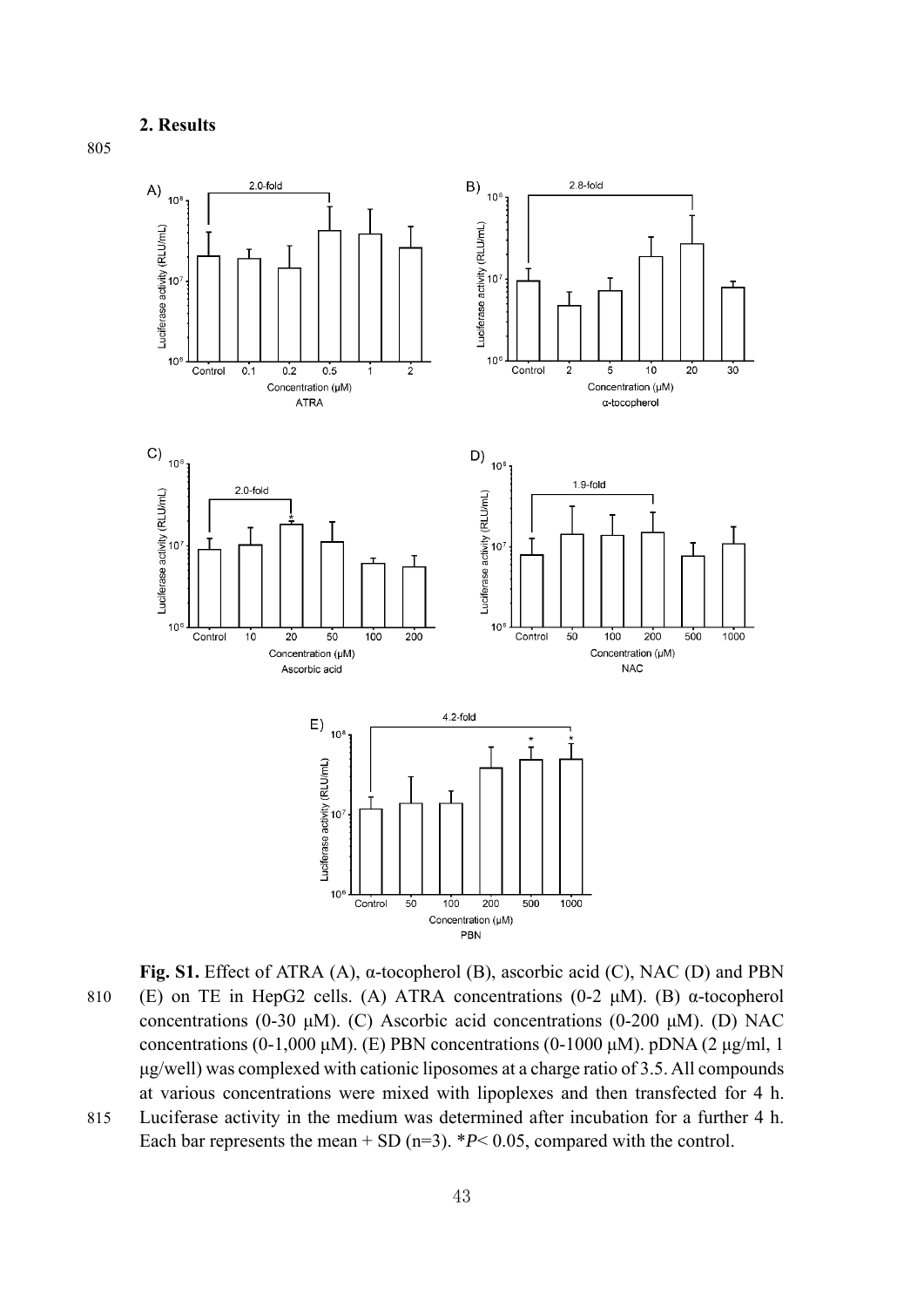## 2. Results

**Fig. S1.** Effect of ATRA (A), α-tocopherol (B), ascorbic acid (C), NAC (D) and PBN (E) on TE in HepG2 cells. (A) ATRA concentrations (0-2 μM). (B) α-tocopherol concentrations (0-30 μM). (C) Ascorbic acid concentrations (0-200 μM). (D) NAC concentrations (0-1,000 μM). (E) PBN concentrations (0-1000 μM). pDNA (2 μg/ml, 1 μg/well) was complexed with cationic liposomes at a charge ratio of 3.5. All compounds at various concentrations were mixed with lipoplexes and then transfected for 4 h. Luciferase activity in the medium was determined after incubation for a further 4 h. Each bar represents the mean + SD (n=3). *$P < 0.05$, compared with the control.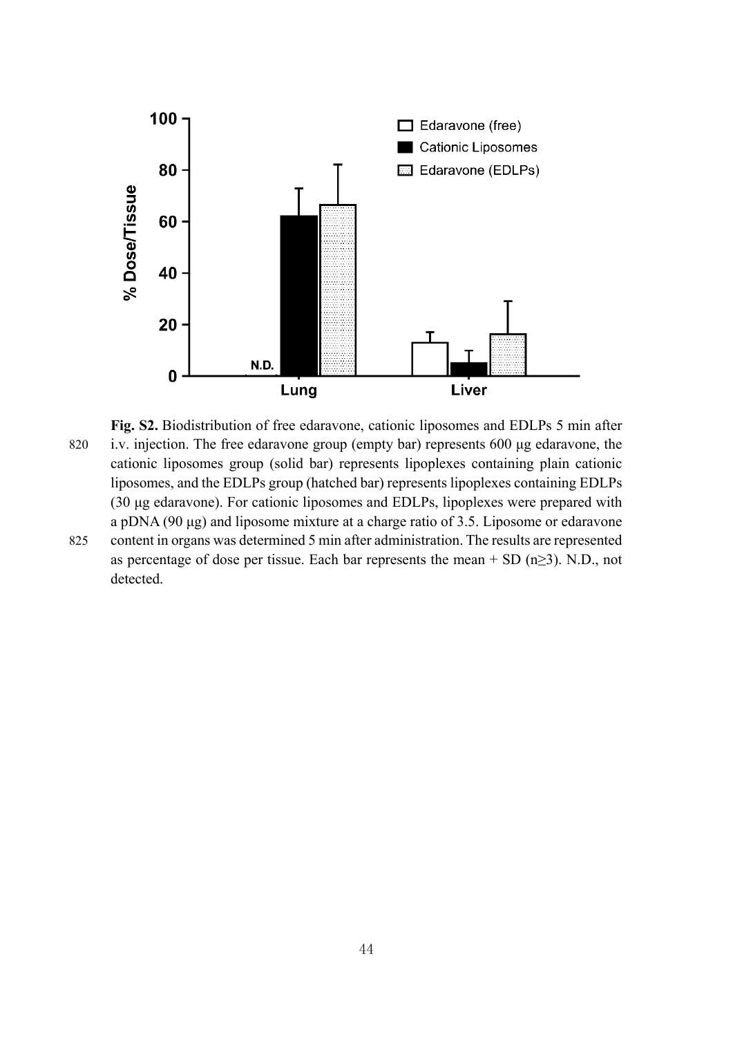**Fig. S2.** Biodistribution of free edaravone, cationic liposomes and EDLPs 5 min after i.v. injection. The free edaravone group (empty bar) represents 600 μg edaravone, the cationic liposomes group (solid bar) represents lipoplexes containing plain cationic liposomes, and the EDLPs group (hatched bar) represents lipoplexes containing EDLPs (30 μg edaravone). For cationic liposomes and EDLPs, lipoplexes were prepared with a pDNA (90 μg) and liposome mixture at a charge ratio of 3.5. Liposome or edaravone content in organs was determined 5 min after administration. The results are represented as percentage of dose per tissue. Each bar represents the mean + SD (n≥3). N.D., not detected.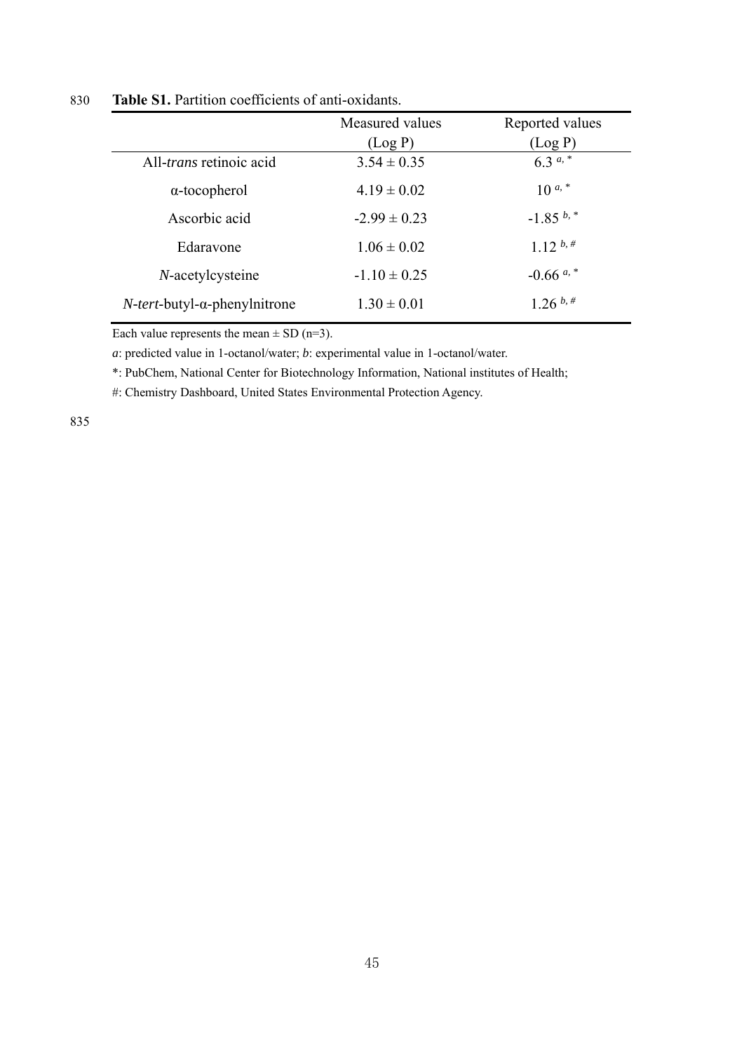**Table S1.** Partition coefficients of anti-oxidants.

| | Measured values (Log P) | Reported values (Log P) |
|---|---|---|
| All-*trans* retinoic acid | $3.54 \pm 0.35$ | 6.3 [a, *] |
| α-tocopherol | $4.19 \pm 0.02$ | 10 [a, *] |
| Ascorbic acid | $-2.99 \pm 0.23$ | -1.85 [b, *] |
| Edaravone | $1.06 \pm 0.02$ | 1.12 [b, #] |
| *N*-acetylcysteine | $-1.10 \pm 0.25$ | -0.66 [a, *] |
| *N*-*tert*-butyl-α-phenylnitrone | $1.30 \pm 0.01$ | 1.26 [b, #] |

Each value represents the mean ± SD (n=3).

*a*: predicted value in 1-octanol/water; *b*: experimental value in 1-octanol/water.

*: PubChem, National Center for Biotechnology Information, National institutes of Health;

#: Chemistry Dashboard, United States Environmental Protection Agency.